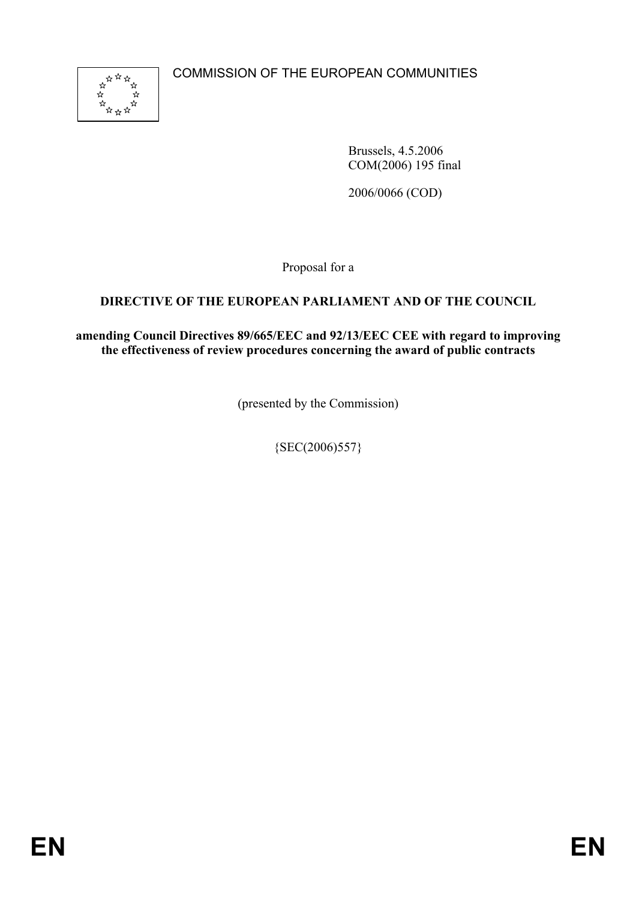COMMISSION OF THE EUROPEAN COMMUNITIES

Brussels, 4.5.2006
COM(2006) 195 final

2006/0066 (COD)

Proposal for a

**DIRECTIVE OF THE EUROPEAN PARLIAMENT AND OF THE COUNCIL**

**amending Council Directives 89/665/EEC and 92/13/EEC CEE with regard to improving the effectiveness of review procedures concerning the award of public contracts**

(presented by the Commission)

{SEC(2006)557}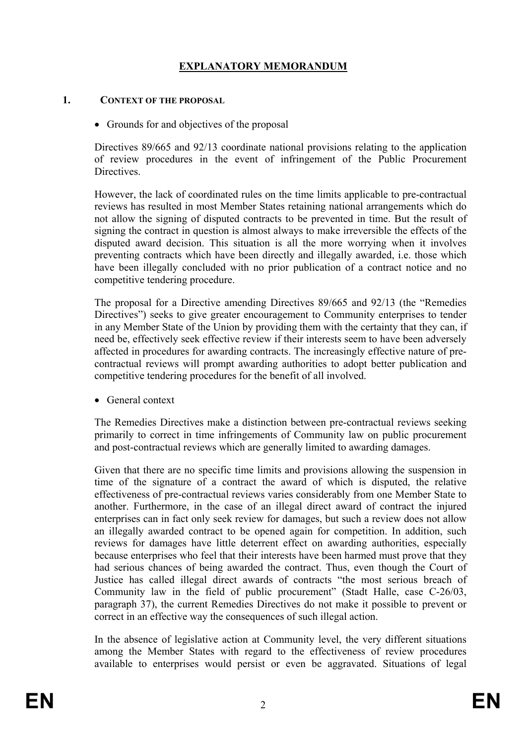# EXPLANATORY MEMORANDUM

## 1. CONTEXT OF THE PROPOSAL

- Grounds for and objectives of the proposal

Directives 89/665 and 92/13 coordinate national provisions relating to the application of review procedures in the event of infringement of the Public Procurement Directives.

However, the lack of coordinated rules on the time limits applicable to pre-contractual reviews has resulted in most Member States retaining national arrangements which do not allow the signing of disputed contracts to be prevented in time. But the result of signing the contract in question is almost always to make irreversible the effects of the disputed award decision. This situation is all the more worrying when it involves preventing contracts which have been directly and illegally awarded, i.e. those which have been illegally concluded with no prior publication of a contract notice and no competitive tendering procedure.

The proposal for a Directive amending Directives 89/665 and 92/13 (the "Remedies Directives") seeks to give greater encouragement to Community enterprises to tender in any Member State of the Union by providing them with the certainty that they can, if need be, effectively seek effective review if their interests seem to have been adversely affected in procedures for awarding contracts. The increasingly effective nature of pre-contractual reviews will prompt awarding authorities to adopt better publication and competitive tendering procedures for the benefit of all involved.

- General context

The Remedies Directives make a distinction between pre-contractual reviews seeking primarily to correct in time infringements of Community law on public procurement and post-contractual reviews which are generally limited to awarding damages.

Given that there are no specific time limits and provisions allowing the suspension in time of the signature of a contract the award of which is disputed, the relative effectiveness of pre-contractual reviews varies considerably from one Member State to another. Furthermore, in the case of an illegal direct award of contract the injured enterprises can in fact only seek review for damages, but such a review does not allow an illegally awarded contract to be opened again for competition. In addition, such reviews for damages have little deterrent effect on awarding authorities, especially because enterprises who feel that their interests have been harmed must prove that they had serious chances of being awarded the contract. Thus, even though the Court of Justice has called illegal direct awards of contracts "the most serious breach of Community law in the field of public procurement" (Stadt Halle, case C-26/03, paragraph 37), the current Remedies Directives do not make it possible to prevent or correct in an effective way the consequences of such illegal action.

In the absence of legislative action at Community level, the very different situations among the Member States with regard to the effectiveness of review procedures available to enterprises would persist or even be aggravated. Situations of legal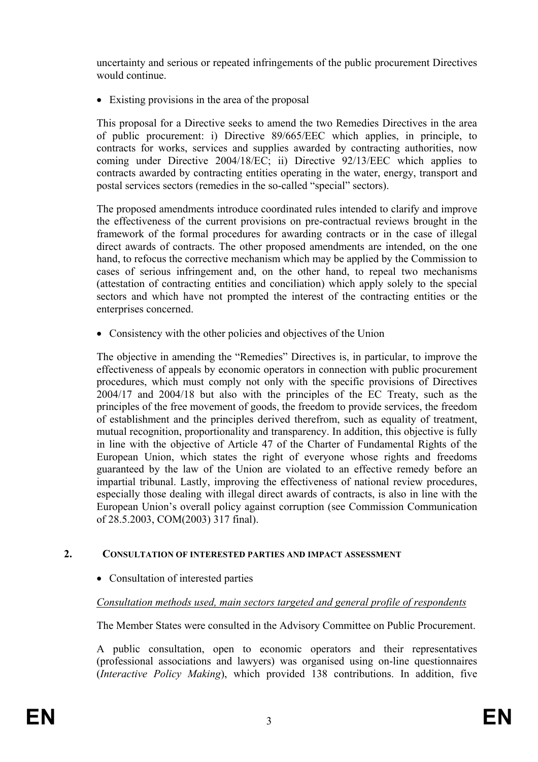uncertainty and serious or repeated infringements of the public procurement Directives would continue.

- Existing provisions in the area of the proposal

This proposal for a Directive seeks to amend the two Remedies Directives in the area of public procurement: i) Directive 89/665/EEC which applies, in principle, to contracts for works, services and supplies awarded by contracting authorities, now coming under Directive 2004/18/EC; ii) Directive 92/13/EEC which applies to contracts awarded by contracting entities operating in the water, energy, transport and postal services sectors (remedies in the so-called "special" sectors).

The proposed amendments introduce coordinated rules intended to clarify and improve the effectiveness of the current provisions on pre-contractual reviews brought in the framework of the formal procedures for awarding contracts or in the case of illegal direct awards of contracts. The other proposed amendments are intended, on the one hand, to refocus the corrective mechanism which may be applied by the Commission to cases of serious infringement and, on the other hand, to repeal two mechanisms (attestation of contracting entities and conciliation) which apply solely to the special sectors and which have not prompted the interest of the contracting entities or the enterprises concerned.

- Consistency with the other policies and objectives of the Union

The objective in amending the "Remedies" Directives is, in particular, to improve the effectiveness of appeals by economic operators in connection with public procurement procedures, which must comply not only with the specific provisions of Directives 2004/17 and 2004/18 but also with the principles of the EC Treaty, such as the principles of the free movement of goods, the freedom to provide services, the freedom of establishment and the principles derived therefrom, such as equality of treatment, mutual recognition, proportionality and transparency. In addition, this objective is fully in line with the objective of Article 47 of the Charter of Fundamental Rights of the European Union, which states the right of everyone whose rights and freedoms guaranteed by the law of the Union are violated to an effective remedy before an impartial tribunal. Lastly, improving the effectiveness of national review procedures, especially those dealing with illegal direct awards of contracts, is also in line with the European Union's overall policy against corruption (see Commission Communication of 28.5.2003, COM(2003) 317 final).

## 2. CONSULTATION OF INTERESTED PARTIES AND IMPACT ASSESSMENT

- Consultation of interested parties

_Consultation methods used, main sectors targeted and general profile of respondents_

The Member States were consulted in the Advisory Committee on Public Procurement.

A public consultation, open to economic operators and their representatives (professional associations and lawyers) was organised using on-line questionnaires (*Interactive Policy Making*), which provided 138 contributions. In addition, five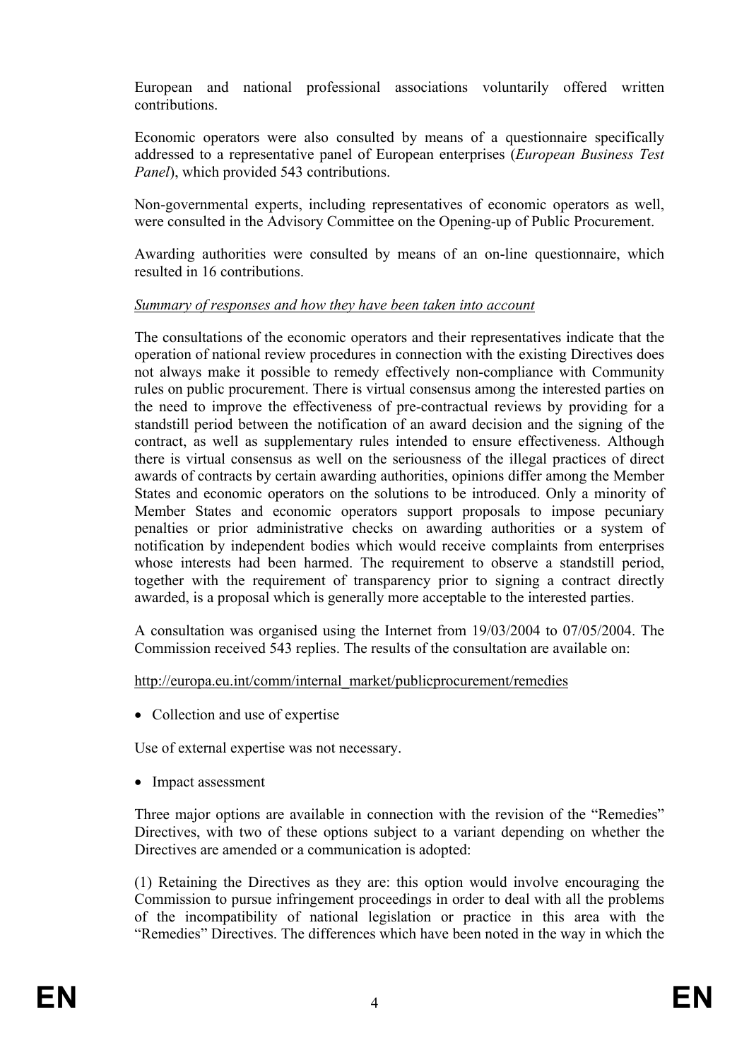European and national professional associations voluntarily offered written contributions.

Economic operators were also consulted by means of a questionnaire specifically addressed to a representative panel of European enterprises (*European Business Test Panel*), which provided 543 contributions.

Non-governmental experts, including representatives of economic operators as well, were consulted in the Advisory Committee on the Opening-up of Public Procurement.

Awarding authorities were consulted by means of an on-line questionnaire, which resulted in 16 contributions.

*Summary of responses and how they have been taken into account*

The consultations of the economic operators and their representatives indicate that the operation of national review procedures in connection with the existing Directives does not always make it possible to remedy effectively non-compliance with Community rules on public procurement. There is virtual consensus among the interested parties on the need to improve the effectiveness of pre-contractual reviews by providing for a standstill period between the notification of an award decision and the signing of the contract, as well as supplementary rules intended to ensure effectiveness. Although there is virtual consensus as well on the seriousness of the illegal practices of direct awards of contracts by certain awarding authorities, opinions differ among the Member States and economic operators on the solutions to be introduced. Only a minority of Member States and economic operators support proposals to impose pecuniary penalties or prior administrative checks on awarding authorities or a system of notification by independent bodies which would receive complaints from enterprises whose interests had been harmed. The requirement to observe a standstill period, together with the requirement of transparency prior to signing a contract directly awarded, is a proposal which is generally more acceptable to the interested parties.

A consultation was organised using the Internet from 19/03/2004 to 07/05/2004. The Commission received 543 replies. The results of the consultation are available on:

http://europa.eu.int/comm/internal_market/publicprocurement/remedies

- Collection and use of expertise

Use of external expertise was not necessary.

- Impact assessment

Three major options are available in connection with the revision of the "Remedies" Directives, with two of these options subject to a variant depending on whether the Directives are amended or a communication is adopted:

(1) Retaining the Directives as they are: this option would involve encouraging the Commission to pursue infringement proceedings in order to deal with all the problems of the incompatibility of national legislation or practice in this area with the "Remedies" Directives. The differences which have been noted in the way in which the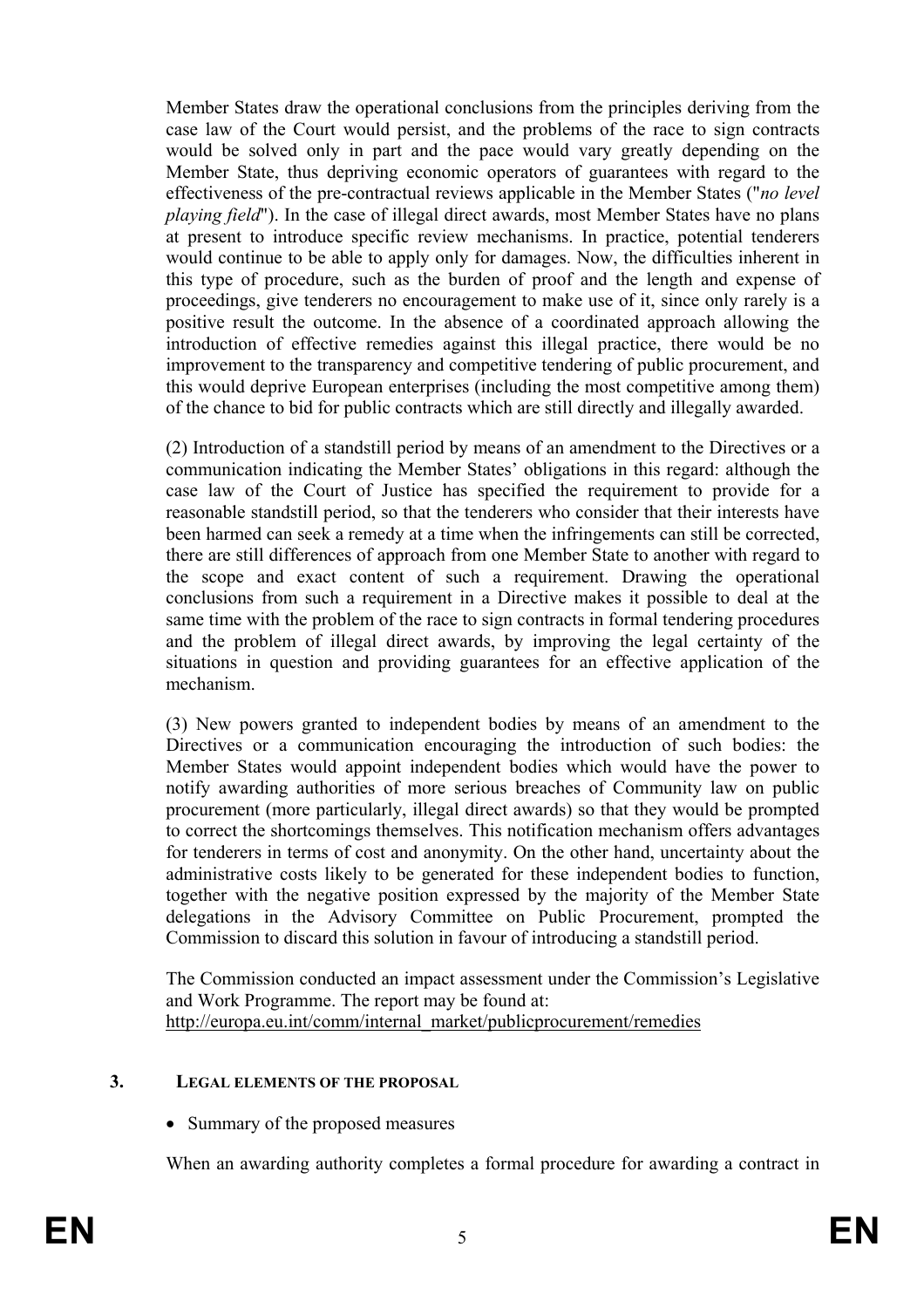Member States draw the operational conclusions from the principles deriving from the case law of the Court would persist, and the problems of the race to sign contracts would be solved only in part and the pace would vary greatly depending on the Member State, thus depriving economic operators of guarantees with regard to the effectiveness of the pre-contractual reviews applicable in the Member States ("*no level playing field*"). In the case of illegal direct awards, most Member States have no plans at present to introduce specific review mechanisms. In practice, potential tenderers would continue to be able to apply only for damages. Now, the difficulties inherent in this type of procedure, such as the burden of proof and the length and expense of proceedings, give tenderers no encouragement to make use of it, since only rarely is a positive result the outcome. In the absence of a coordinated approach allowing the introduction of effective remedies against this illegal practice, there would be no improvement to the transparency and competitive tendering of public procurement, and this would deprive European enterprises (including the most competitive among them) of the chance to bid for public contracts which are still directly and illegally awarded.

(2) Introduction of a standstill period by means of an amendment to the Directives or a communication indicating the Member States' obligations in this regard: although the case law of the Court of Justice has specified the requirement to provide for a reasonable standstill period, so that the tenderers who consider that their interests have been harmed can seek a remedy at a time when the infringements can still be corrected, there are still differences of approach from one Member State to another with regard to the scope and exact content of such a requirement. Drawing the operational conclusions from such a requirement in a Directive makes it possible to deal at the same time with the problem of the race to sign contracts in formal tendering procedures and the problem of illegal direct awards, by improving the legal certainty of the situations in question and providing guarantees for an effective application of the mechanism.

(3) New powers granted to independent bodies by means of an amendment to the Directives or a communication encouraging the introduction of such bodies: the Member States would appoint independent bodies which would have the power to notify awarding authorities of more serious breaches of Community law on public procurement (more particularly, illegal direct awards) so that they would be prompted to correct the shortcomings themselves. This notification mechanism offers advantages for tenderers in terms of cost and anonymity. On the other hand, uncertainty about the administrative costs likely to be generated for these independent bodies to function, together with the negative position expressed by the majority of the Member State delegations in the Advisory Committee on Public Procurement, prompted the Commission to discard this solution in favour of introducing a standstill period.

The Commission conducted an impact assessment under the Commission's Legislative and Work Programme. The report may be found at:
http://europa.eu.int/comm/internal_market/publicprocurement/remedies

## 3. LEGAL ELEMENTS OF THE PROPOSAL

- Summary of the proposed measures

When an awarding authority completes a formal procedure for awarding a contract in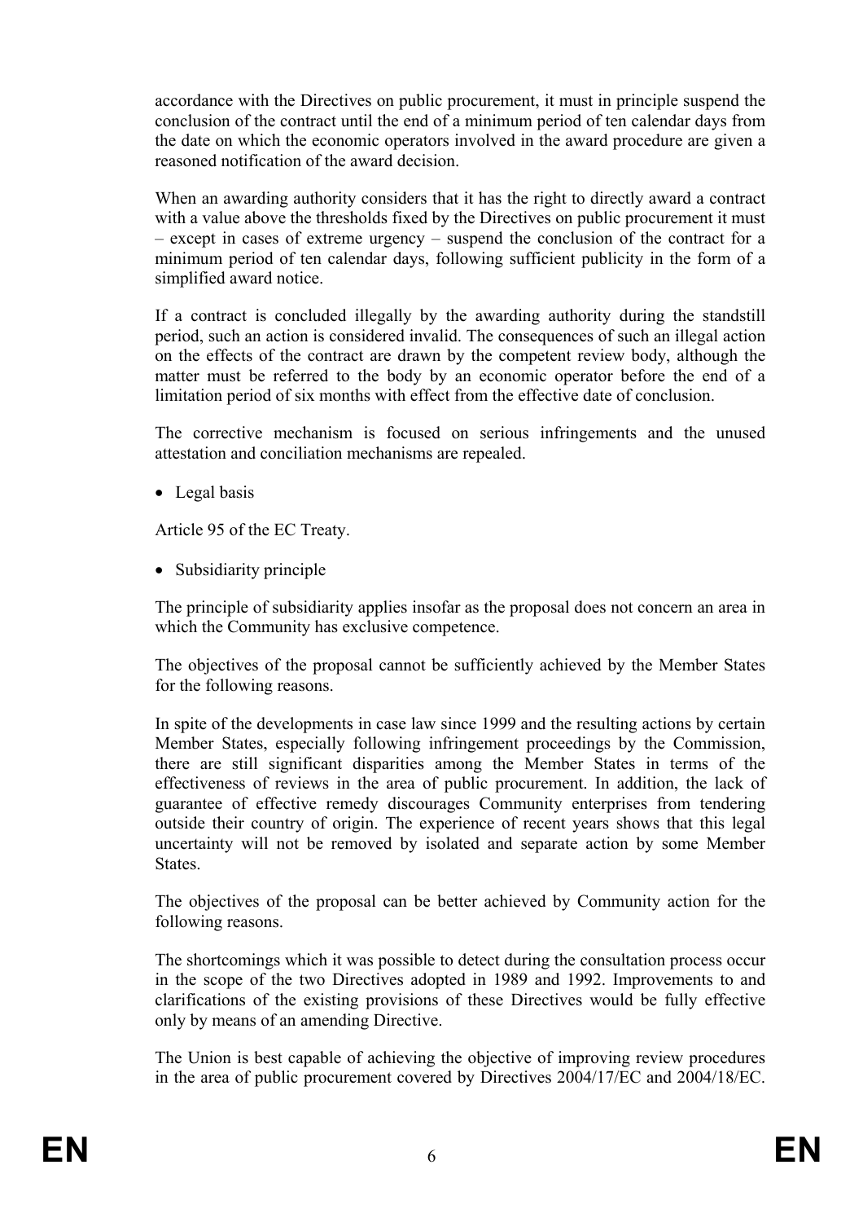accordance with the Directives on public procurement, it must in principle suspend the conclusion of the contract until the end of a minimum period of ten calendar days from the date on which the economic operators involved in the award procedure are given a reasoned notification of the award decision.

When an awarding authority considers that it has the right to directly award a contract with a value above the thresholds fixed by the Directives on public procurement it must – except in cases of extreme urgency – suspend the conclusion of the contract for a minimum period of ten calendar days, following sufficient publicity in the form of a simplified award notice.

If a contract is concluded illegally by the awarding authority during the standstill period, such an action is considered invalid. The consequences of such an illegal action on the effects of the contract are drawn by the competent review body, although the matter must be referred to the body by an economic operator before the end of a limitation period of six months with effect from the effective date of conclusion.

The corrective mechanism is focused on serious infringements and the unused attestation and conciliation mechanisms are repealed.

- Legal basis

Article 95 of the EC Treaty.

- Subsidiarity principle

The principle of subsidiarity applies insofar as the proposal does not concern an area in which the Community has exclusive competence.

The objectives of the proposal cannot be sufficiently achieved by the Member States for the following reasons.

In spite of the developments in case law since 1999 and the resulting actions by certain Member States, especially following infringement proceedings by the Commission, there are still significant disparities among the Member States in terms of the effectiveness of reviews in the area of public procurement. In addition, the lack of guarantee of effective remedy discourages Community enterprises from tendering outside their country of origin. The experience of recent years shows that this legal uncertainty will not be removed by isolated and separate action by some Member States.

The objectives of the proposal can be better achieved by Community action for the following reasons.

The shortcomings which it was possible to detect during the consultation process occur in the scope of the two Directives adopted in 1989 and 1992. Improvements to and clarifications of the existing provisions of these Directives would be fully effective only by means of an amending Directive.

The Union is best capable of achieving the objective of improving review procedures in the area of public procurement covered by Directives 2004/17/EC and 2004/18/EC.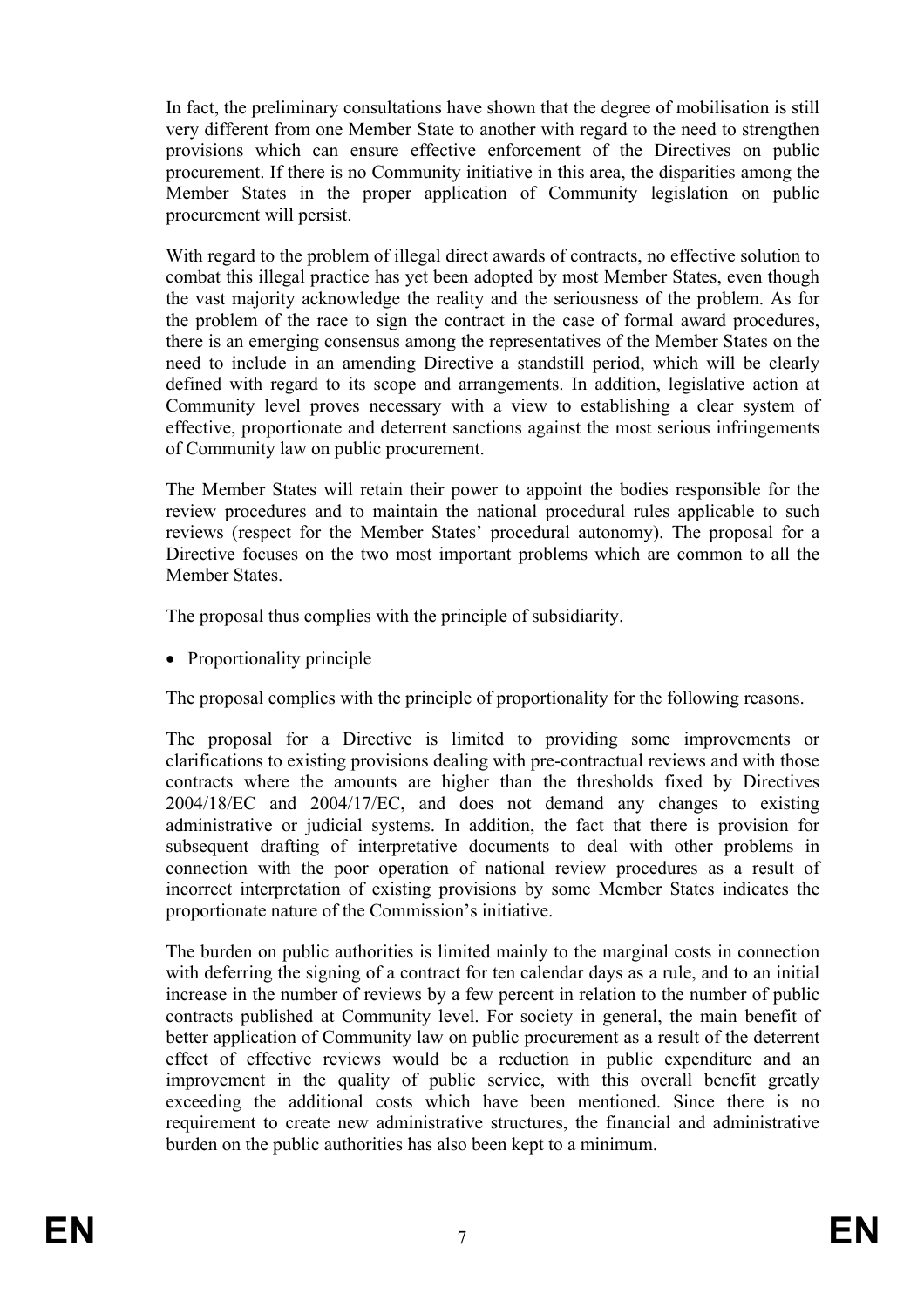In fact, the preliminary consultations have shown that the degree of mobilisation is still very different from one Member State to another with regard to the need to strengthen provisions which can ensure effective enforcement of the Directives on public procurement. If there is no Community initiative in this area, the disparities among the Member States in the proper application of Community legislation on public procurement will persist.

With regard to the problem of illegal direct awards of contracts, no effective solution to combat this illegal practice has yet been adopted by most Member States, even though the vast majority acknowledge the reality and the seriousness of the problem. As for the problem of the race to sign the contract in the case of formal award procedures, there is an emerging consensus among the representatives of the Member States on the need to include in an amending Directive a standstill period, which will be clearly defined with regard to its scope and arrangements. In addition, legislative action at Community level proves necessary with a view to establishing a clear system of effective, proportionate and deterrent sanctions against the most serious infringements of Community law on public procurement.

The Member States will retain their power to appoint the bodies responsible for the review procedures and to maintain the national procedural rules applicable to such reviews (respect for the Member States' procedural autonomy). The proposal for a Directive focuses on the two most important problems which are common to all the Member States.

The proposal thus complies with the principle of subsidiarity.

- Proportionality principle

The proposal complies with the principle of proportionality for the following reasons.

The proposal for a Directive is limited to providing some improvements or clarifications to existing provisions dealing with pre-contractual reviews and with those contracts where the amounts are higher than the thresholds fixed by Directives 2004/18/EC and 2004/17/EC, and does not demand any changes to existing administrative or judicial systems. In addition, the fact that there is provision for subsequent drafting of interpretative documents to deal with other problems in connection with the poor operation of national review procedures as a result of incorrect interpretation of existing provisions by some Member States indicates the proportionate nature of the Commission's initiative.

The burden on public authorities is limited mainly to the marginal costs in connection with deferring the signing of a contract for ten calendar days as a rule, and to an initial increase in the number of reviews by a few percent in relation to the number of public contracts published at Community level. For society in general, the main benefit of better application of Community law on public procurement as a result of the deterrent effect of effective reviews would be a reduction in public expenditure and an improvement in the quality of public service, with this overall benefit greatly exceeding the additional costs which have been mentioned. Since there is no requirement to create new administrative structures, the financial and administrative burden on the public authorities has also been kept to a minimum.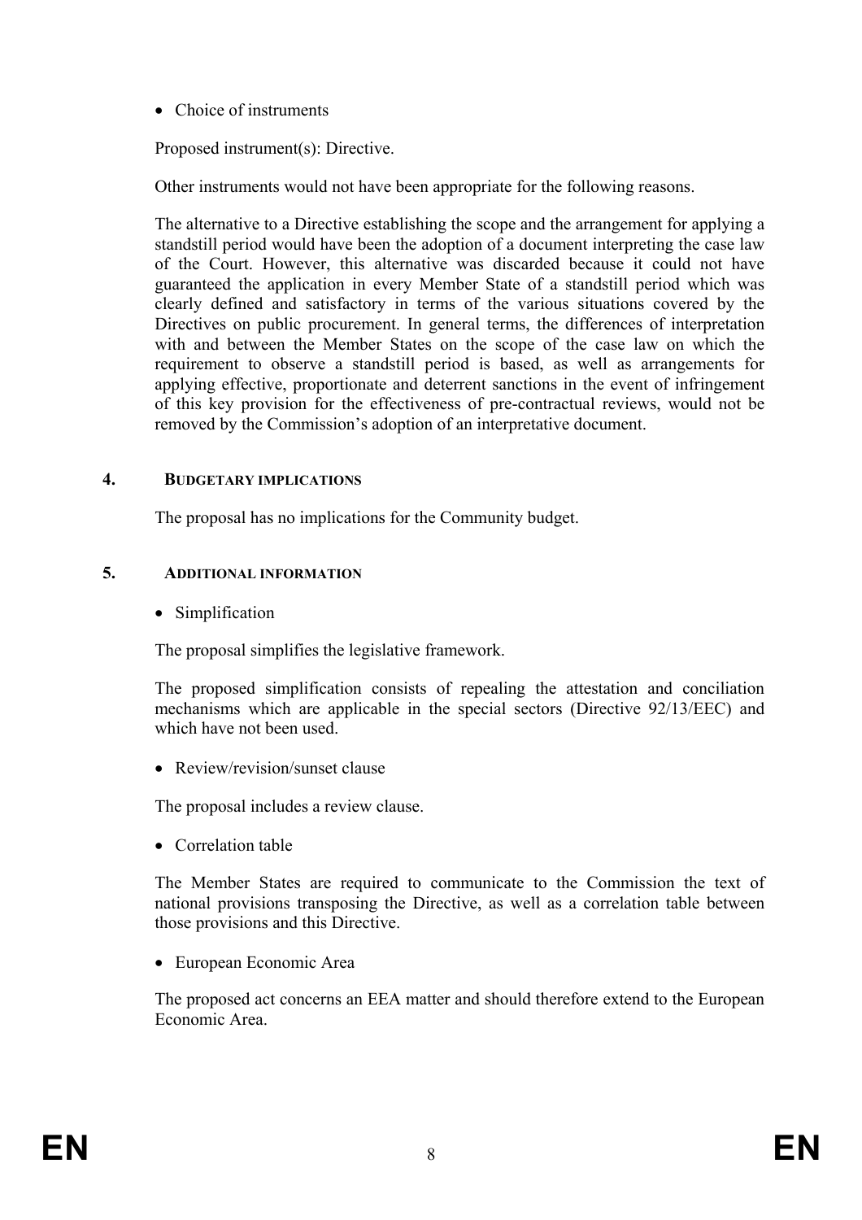- Choice of instruments

Proposed instrument(s): Directive.

Other instruments would not have been appropriate for the following reasons.

The alternative to a Directive establishing the scope and the arrangement for applying a standstill period would have been the adoption of a document interpreting the case law of the Court. However, this alternative was discarded because it could not have guaranteed the application in every Member State of a standstill period which was clearly defined and satisfactory in terms of the various situations covered by the Directives on public procurement. In general terms, the differences of interpretation with and between the Member States on the scope of the case law on which the requirement to observe a standstill period is based, as well as arrangements for applying effective, proportionate and deterrent sanctions in the event of infringement of this key provision for the effectiveness of pre-contractual reviews, would not be removed by the Commission's adoption of an interpretative document.

## 4. BUDGETARY IMPLICATIONS

The proposal has no implications for the Community budget.

## 5. ADDITIONAL INFORMATION

- Simplification

The proposal simplifies the legislative framework.

The proposed simplification consists of repealing the attestation and conciliation mechanisms which are applicable in the special sectors (Directive 92/13/EEC) and which have not been used.

- Review/revision/sunset clause

The proposal includes a review clause.

- Correlation table

The Member States are required to communicate to the Commission the text of national provisions transposing the Directive, as well as a correlation table between those provisions and this Directive.

- European Economic Area

The proposed act concerns an EEA matter and should therefore extend to the European Economic Area.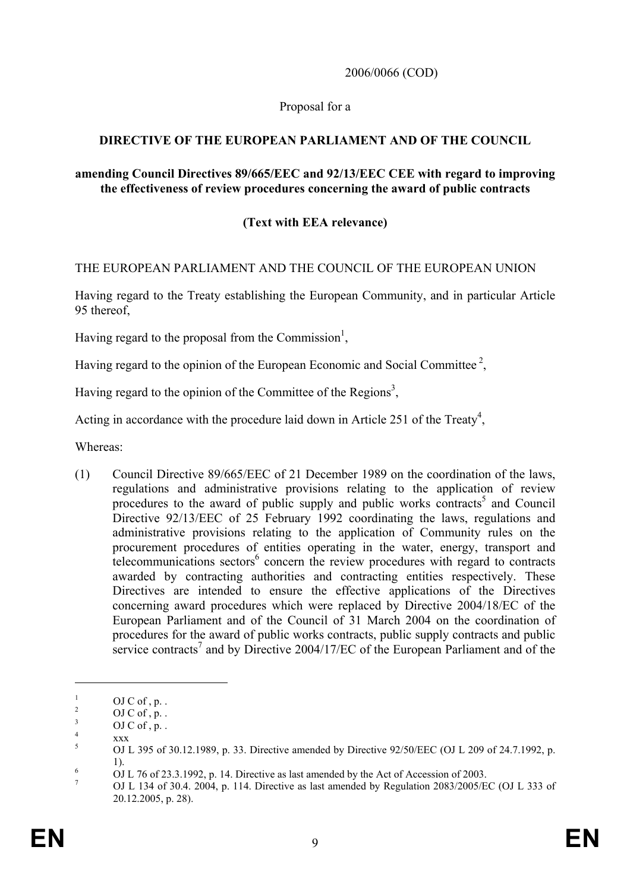2006/0066 (COD)

Proposal for a

**DIRECTIVE OF THE EUROPEAN PARLIAMENT AND OF THE COUNCIL**

**amending Council Directives 89/665/EEC and 92/13/EEC CEE with regard to improving the effectiveness of review procedures concerning the award of public contracts**

**(Text with EEA relevance)**

THE EUROPEAN PARLIAMENT AND THE COUNCIL OF THE EUROPEAN UNION

Having regard to the Treaty establishing the European Community, and in particular Article 95 thereof,

Having regard to the proposal from the Commission[1],

Having regard to the opinion of the European Economic and Social Committee [2],

Having regard to the opinion of the Committee of the Regions[3],

Acting in accordance with the procedure laid down in Article 251 of the Treaty[4],

Whereas:

(1) Council Directive 89/665/EEC of 21 December 1989 on the coordination of the laws, regulations and administrative provisions relating to the application of review procedures to the award of public supply and public works contracts[5] and Council Directive 92/13/EEC of 25 February 1992 coordinating the laws, regulations and administrative provisions relating to the application of Community rules on the procurement procedures of entities operating in the water, energy, transport and telecommunications sectors[6] concern the review procedures with regard to contracts awarded by contracting authorities and contracting entities respectively. These Directives are intended to ensure the effective applications of the Directives concerning award procedures which were replaced by Directive 2004/18/EC of the European Parliament and of the Council of 31 March 2004 on the coordination of procedures for the award of public works contracts, public supply contracts and public service contracts[7] and by Directive 2004/17/EC of the European Parliament and of the

---

[1] OJ C of , p. .

[2] OJ C of , p. .

[3] OJ C of , p. .

[4] xxx

[5] OJ L 395 of 30.12.1989, p. 33. Directive amended by Directive 92/50/EEC (OJ L 209 of 24.7.1992, p. 1).

[6] OJ L 76 of 23.3.1992, p. 14. Directive as last amended by the Act of Accession of 2003.

[7] OJ L 134 of 30.4. 2004, p. 114. Directive as last amended by Regulation 2083/2005/EC (OJ L 333 of 20.12.2005, p. 28).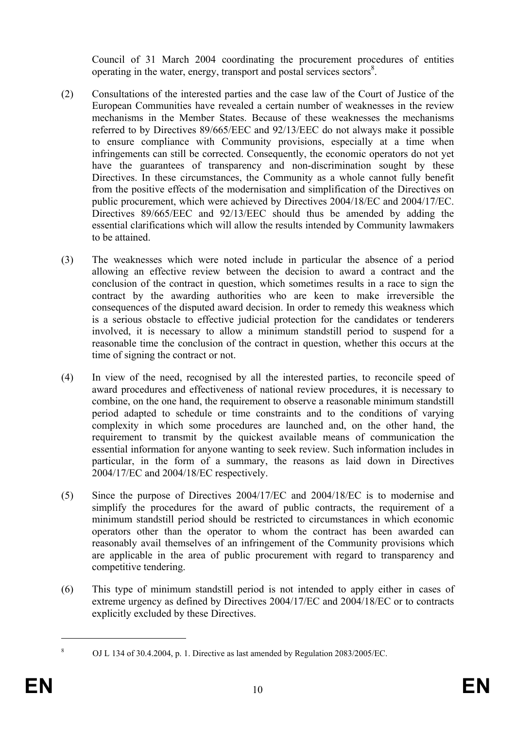Council of 31 March 2004 coordinating the procurement procedures of entities operating in the water, energy, transport and postal services sectors[8].

(2) Consultations of the interested parties and the case law of the Court of Justice of the European Communities have revealed a certain number of weaknesses in the review mechanisms in the Member States. Because of these weaknesses the mechanisms referred to by Directives 89/665/EEC and 92/13/EEC do not always make it possible to ensure compliance with Community provisions, especially at a time when infringements can still be corrected. Consequently, the economic operators do not yet have the guarantees of transparency and non-discrimination sought by these Directives. In these circumstances, the Community as a whole cannot fully benefit from the positive effects of the modernisation and simplification of the Directives on public procurement, which were achieved by Directives 2004/18/EC and 2004/17/EC. Directives 89/665/EEC and 92/13/EEC should thus be amended by adding the essential clarifications which will allow the results intended by Community lawmakers to be attained.

(3) The weaknesses which were noted include in particular the absence of a period allowing an effective review between the decision to award a contract and the conclusion of the contract in question, which sometimes results in a race to sign the contract by the awarding authorities who are keen to make irreversible the consequences of the disputed award decision. In order to remedy this weakness which is a serious obstacle to effective judicial protection for the candidates or tenderers involved, it is necessary to allow a minimum standstill period to suspend for a reasonable time the conclusion of the contract in question, whether this occurs at the time of signing the contract or not.

(4) In view of the need, recognised by all the interested parties, to reconcile speed of award procedures and effectiveness of national review procedures, it is necessary to combine, on the one hand, the requirement to observe a reasonable minimum standstill period adapted to schedule or time constraints and to the conditions of varying complexity in which some procedures are launched and, on the other hand, the requirement to transmit by the quickest available means of communication the essential information for anyone wanting to seek review. Such information includes in particular, in the form of a summary, the reasons as laid down in Directives 2004/17/EC and 2004/18/EC respectively.

(5) Since the purpose of Directives 2004/17/EC and 2004/18/EC is to modernise and simplify the procedures for the award of public contracts, the requirement of a minimum standstill period should be restricted to circumstances in which economic operators other than the operator to whom the contract has been awarded can reasonably avail themselves of an infringement of the Community provisions which are applicable in the area of public procurement with regard to transparency and competitive tendering.

(6) This type of minimum standstill period is not intended to apply either in cases of extreme urgency as defined by Directives 2004/17/EC and 2004/18/EC or to contracts explicitly excluded by these Directives.

---

[8] OJ L 134 of 30.4.2004, p. 1. Directive as last amended by Regulation 2083/2005/EC.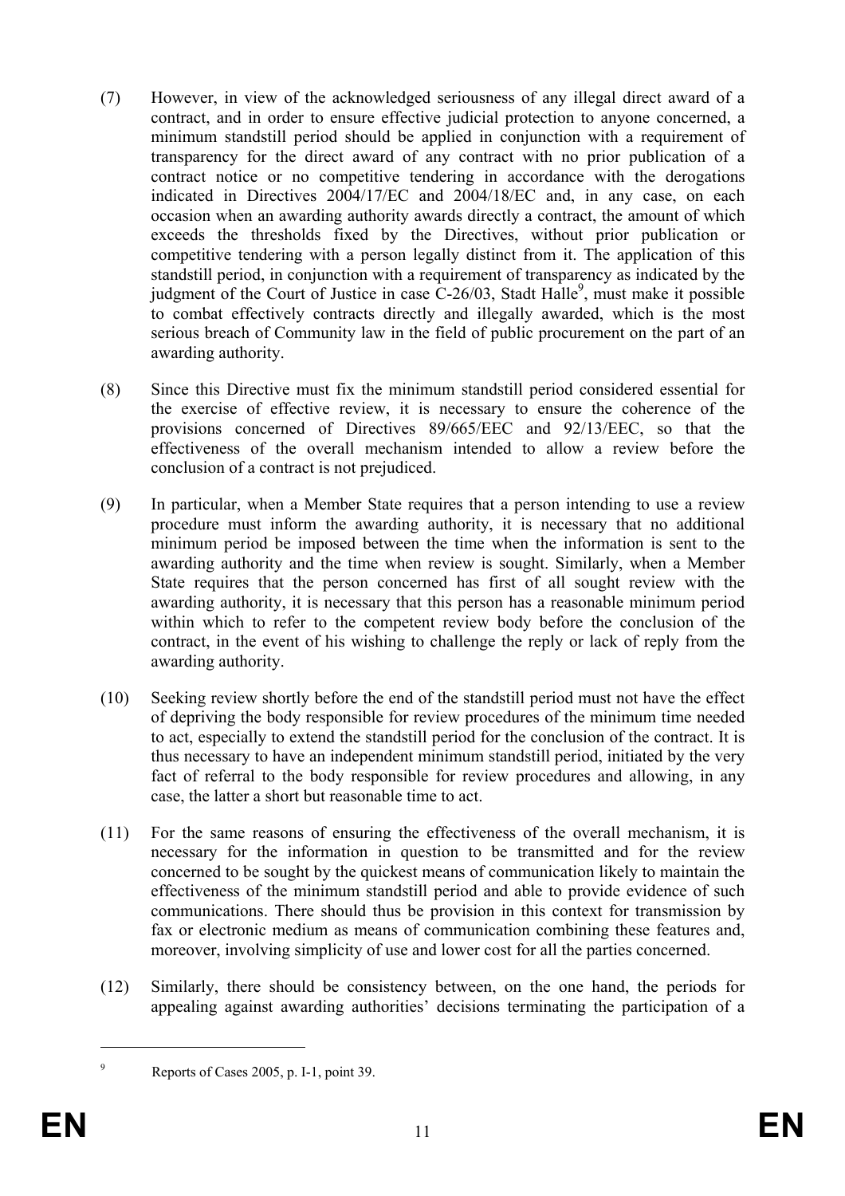(7) However, in view of the acknowledged seriousness of any illegal direct award of a contract, and in order to ensure effective judicial protection to anyone concerned, a minimum standstill period should be applied in conjunction with a requirement of transparency for the direct award of any contract with no prior publication of a contract notice or no competitive tendering in accordance with the derogations indicated in Directives 2004/17/EC and 2004/18/EC and, in any case, on each occasion when an awarding authority awards directly a contract, the amount of which exceeds the thresholds fixed by the Directives, without prior publication or competitive tendering with a person legally distinct from it. The application of this standstill period, in conjunction with a requirement of transparency as indicated by the judgment of the Court of Justice in case C-26/03, Stadt Halle[9], must make it possible to combat effectively contracts directly and illegally awarded, which is the most serious breach of Community law in the field of public procurement on the part of an awarding authority.

(8) Since this Directive must fix the minimum standstill period considered essential for the exercise of effective review, it is necessary to ensure the coherence of the provisions concerned of Directives 89/665/EEC and 92/13/EEC, so that the effectiveness of the overall mechanism intended to allow a review before the conclusion of a contract is not prejudiced.

(9) In particular, when a Member State requires that a person intending to use a review procedure must inform the awarding authority, it is necessary that no additional minimum period be imposed between the time when the information is sent to the awarding authority and the time when review is sought. Similarly, when a Member State requires that the person concerned has first of all sought review with the awarding authority, it is necessary that this person has a reasonable minimum period within which to refer to the competent review body before the conclusion of the contract, in the event of his wishing to challenge the reply or lack of reply from the awarding authority.

(10) Seeking review shortly before the end of the standstill period must not have the effect of depriving the body responsible for review procedures of the minimum time needed to act, especially to extend the standstill period for the conclusion of the contract. It is thus necessary to have an independent minimum standstill period, initiated by the very fact of referral to the body responsible for review procedures and allowing, in any case, the latter a short but reasonable time to act.

(11) For the same reasons of ensuring the effectiveness of the overall mechanism, it is necessary for the information in question to be transmitted and for the review concerned to be sought by the quickest means of communication likely to maintain the effectiveness of the minimum standstill period and able to provide evidence of such communications. There should thus be provision in this context for transmission by fax or electronic medium as means of communication combining these features and, moreover, involving simplicity of use and lower cost for all the parties concerned.

(12) Similarly, there should be consistency between, on the one hand, the periods for appealing against awarding authorities' decisions terminating the participation of a

---

[9] Reports of Cases 2005, p. I-1, point 39.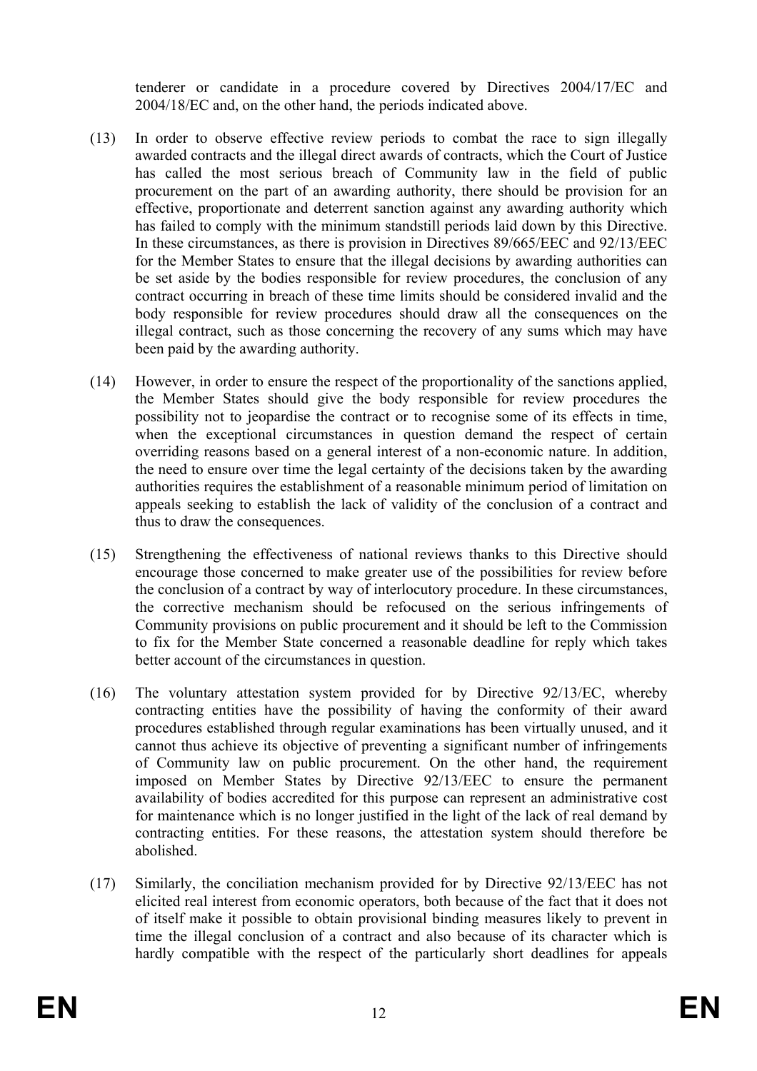tenderer or candidate in a procedure covered by Directives 2004/17/EC and 2004/18/EC and, on the other hand, the periods indicated above.

(13) In order to observe effective review periods to combat the race to sign illegally awarded contracts and the illegal direct awards of contracts, which the Court of Justice has called the most serious breach of Community law in the field of public procurement on the part of an awarding authority, there should be provision for an effective, proportionate and deterrent sanction against any awarding authority which has failed to comply with the minimum standstill periods laid down by this Directive. In these circumstances, as there is provision in Directives 89/665/EEC and 92/13/EEC for the Member States to ensure that the illegal decisions by awarding authorities can be set aside by the bodies responsible for review procedures, the conclusion of any contract occurring in breach of these time limits should be considered invalid and the body responsible for review procedures should draw all the consequences on the illegal contract, such as those concerning the recovery of any sums which may have been paid by the awarding authority.

(14) However, in order to ensure the respect of the proportionality of the sanctions applied, the Member States should give the body responsible for review procedures the possibility not to jeopardise the contract or to recognise some of its effects in time, when the exceptional circumstances in question demand the respect of certain overriding reasons based on a general interest of a non-economic nature. In addition, the need to ensure over time the legal certainty of the decisions taken by the awarding authorities requires the establishment of a reasonable minimum period of limitation on appeals seeking to establish the lack of validity of the conclusion of a contract and thus to draw the consequences.

(15) Strengthening the effectiveness of national reviews thanks to this Directive should encourage those concerned to make greater use of the possibilities for review before the conclusion of a contract by way of interlocutory procedure. In these circumstances, the corrective mechanism should be refocused on the serious infringements of Community provisions on public procurement and it should be left to the Commission to fix for the Member State concerned a reasonable deadline for reply which takes better account of the circumstances in question.

(16) The voluntary attestation system provided for by Directive 92/13/EC, whereby contracting entities have the possibility of having the conformity of their award procedures established through regular examinations has been virtually unused, and it cannot thus achieve its objective of preventing a significant number of infringements of Community law on public procurement. On the other hand, the requirement imposed on Member States by Directive 92/13/EEC to ensure the permanent availability of bodies accredited for this purpose can represent an administrative cost for maintenance which is no longer justified in the light of the lack of real demand by contracting entities. For these reasons, the attestation system should therefore be abolished.

(17) Similarly, the conciliation mechanism provided for by Directive 92/13/EEC has not elicited real interest from economic operators, both because of the fact that it does not of itself make it possible to obtain provisional binding measures likely to prevent in time the illegal conclusion of a contract and also because of its character which is hardly compatible with the respect of the particularly short deadlines for appeals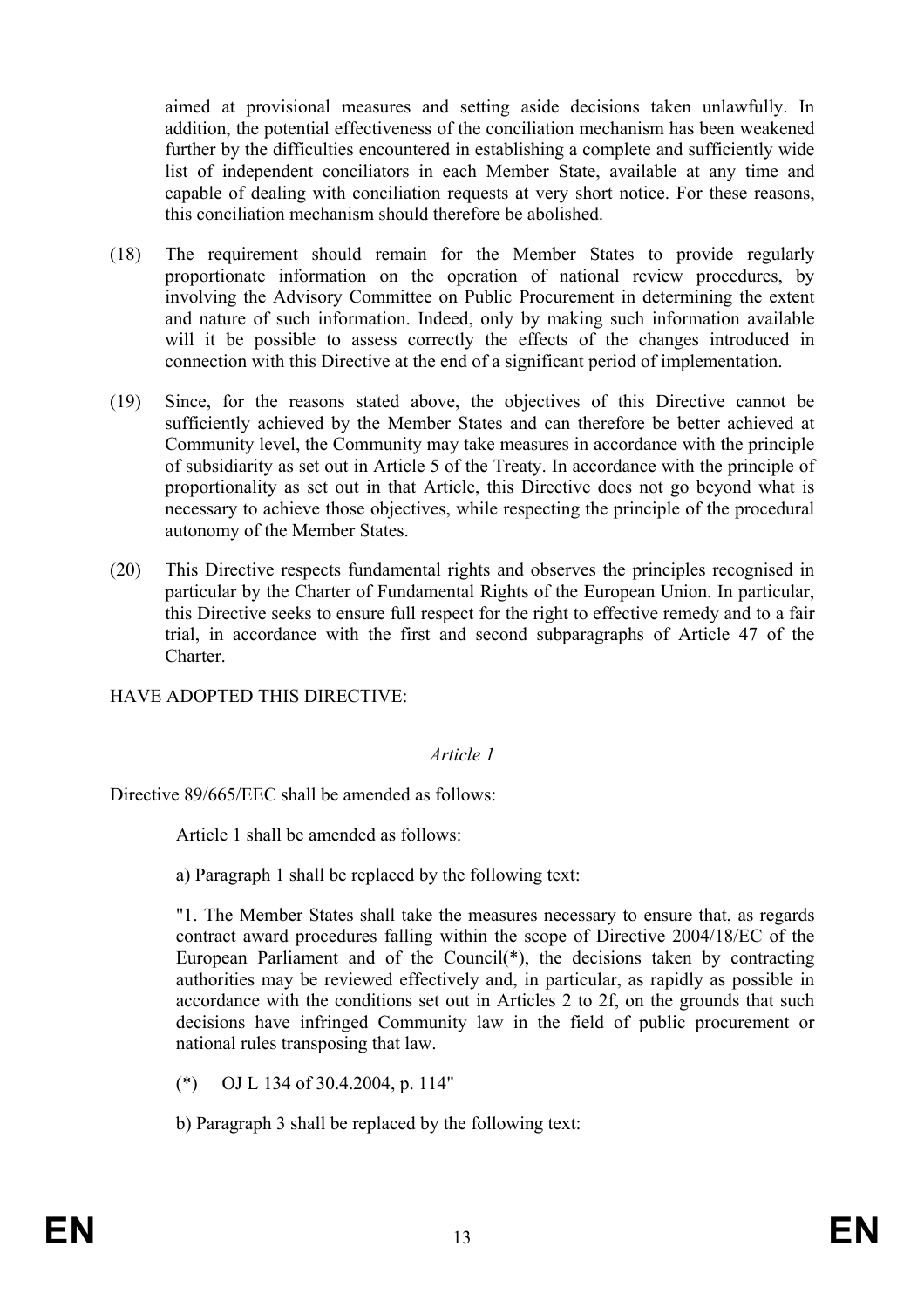aimed at provisional measures and setting aside decisions taken unlawfully. In addition, the potential effectiveness of the conciliation mechanism has been weakened further by the difficulties encountered in establishing a complete and sufficiently wide list of independent conciliators in each Member State, available at any time and capable of dealing with conciliation requests at very short notice. For these reasons, this conciliation mechanism should therefore be abolished.

(18) The requirement should remain for the Member States to provide regularly proportionate information on the operation of national review procedures, by involving the Advisory Committee on Public Procurement in determining the extent and nature of such information. Indeed, only by making such information available will it be possible to assess correctly the effects of the changes introduced in connection with this Directive at the end of a significant period of implementation.

(19) Since, for the reasons stated above, the objectives of this Directive cannot be sufficiently achieved by the Member States and can therefore be better achieved at Community level, the Community may take measures in accordance with the principle of subsidiarity as set out in Article 5 of the Treaty. In accordance with the principle of proportionality as set out in that Article, this Directive does not go beyond what is necessary to achieve those objectives, while respecting the principle of the procedural autonomy of the Member States.

(20) This Directive respects fundamental rights and observes the principles recognised in particular by the Charter of Fundamental Rights of the European Union. In particular, this Directive seeks to ensure full respect for the right to effective remedy and to a fair trial, in accordance with the first and second subparagraphs of Article 47 of the Charter.

HAVE ADOPTED THIS DIRECTIVE:

*Article 1*

Directive 89/665/EEC shall be amended as follows:

Article 1 shall be amended as follows:

a) Paragraph 1 shall be replaced by the following text:

"1. The Member States shall take the measures necessary to ensure that, as regards contract award procedures falling within the scope of Directive 2004/18/EC of the European Parliament and of the Council(*), the decisions taken by contracting authorities may be reviewed effectively and, in particular, as rapidly as possible in accordance with the conditions set out in Articles 2 to 2f, on the grounds that such decisions have infringed Community law in the field of public procurement or national rules transposing that law.

(*) OJ L 134 of 30.4.2004, p. 114"

b) Paragraph 3 shall be replaced by the following text: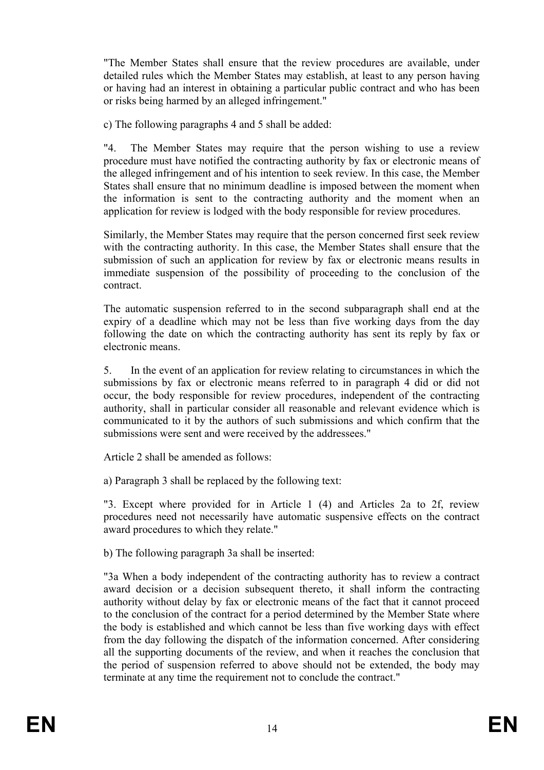"The Member States shall ensure that the review procedures are available, under detailed rules which the Member States may establish, at least to any person having or having had an interest in obtaining a particular public contract and who has been or risks being harmed by an alleged infringement."

c) The following paragraphs 4 and 5 shall be added:

"4. The Member States may require that the person wishing to use a review procedure must have notified the contracting authority by fax or electronic means of the alleged infringement and of his intention to seek review. In this case, the Member States shall ensure that no minimum deadline is imposed between the moment when the information is sent to the contracting authority and the moment when an application for review is lodged with the body responsible for review procedures.

Similarly, the Member States may require that the person concerned first seek review with the contracting authority. In this case, the Member States shall ensure that the submission of such an application for review by fax or electronic means results in immediate suspension of the possibility of proceeding to the conclusion of the contract.

The automatic suspension referred to in the second subparagraph shall end at the expiry of a deadline which may not be less than five working days from the day following the date on which the contracting authority has sent its reply by fax or electronic means.

5. In the event of an application for review relating to circumstances in which the submissions by fax or electronic means referred to in paragraph 4 did or did not occur, the body responsible for review procedures, independent of the contracting authority, shall in particular consider all reasonable and relevant evidence which is communicated to it by the authors of such submissions and which confirm that the submissions were sent and were received by the addressees."

Article 2 shall be amended as follows:

a) Paragraph 3 shall be replaced by the following text:

"3. Except where provided for in Article 1 (4) and Articles 2a to 2f, review procedures need not necessarily have automatic suspensive effects on the contract award procedures to which they relate."

b) The following paragraph 3a shall be inserted:

"3a When a body independent of the contracting authority has to review a contract award decision or a decision subsequent thereto, it shall inform the contracting authority without delay by fax or electronic means of the fact that it cannot proceed to the conclusion of the contract for a period determined by the Member State where the body is established and which cannot be less than five working days with effect from the day following the dispatch of the information concerned. After considering all the supporting documents of the review, and when it reaches the conclusion that the period of suspension referred to above should not be extended, the body may terminate at any time the requirement not to conclude the contract."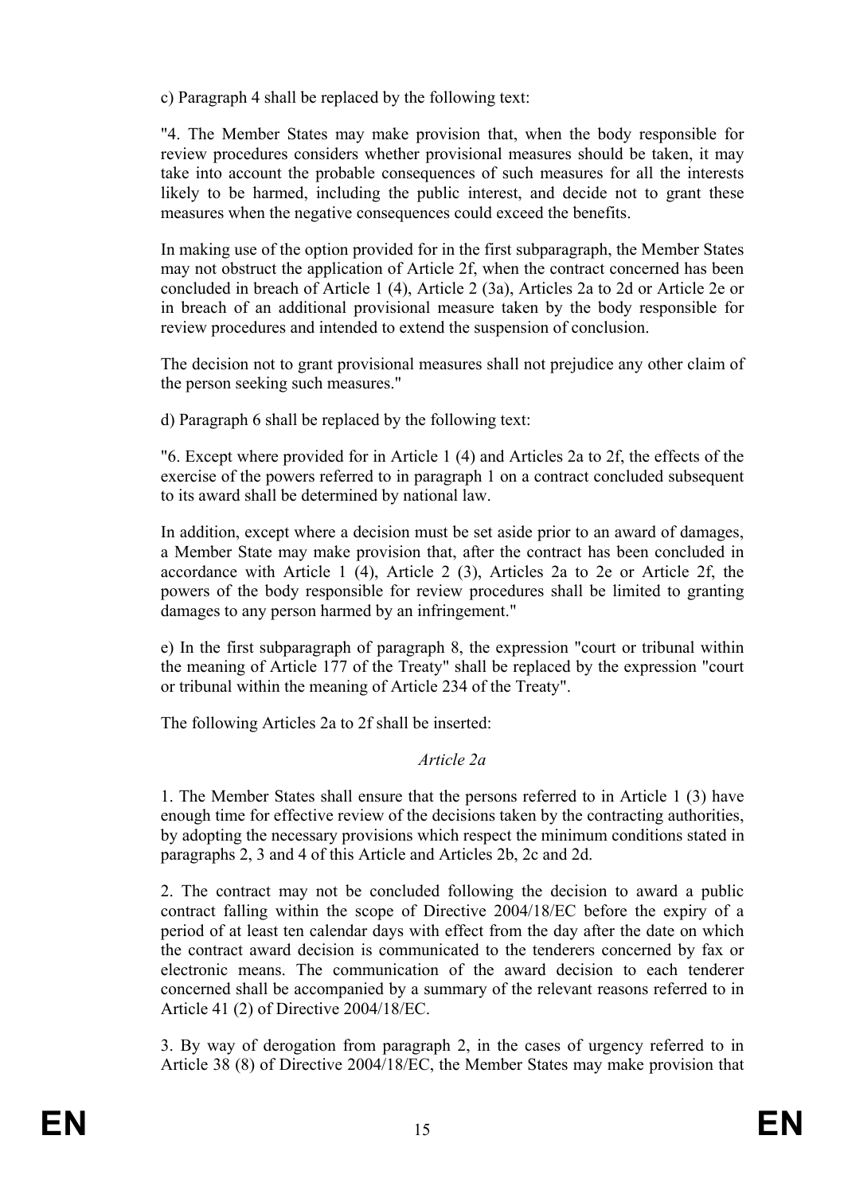c) Paragraph 4 shall be replaced by the following text:

"4. The Member States may make provision that, when the body responsible for review procedures considers whether provisional measures should be taken, it may take into account the probable consequences of such measures for all the interests likely to be harmed, including the public interest, and decide not to grant these measures when the negative consequences could exceed the benefits.

In making use of the option provided for in the first subparagraph, the Member States may not obstruct the application of Article 2f, when the contract concerned has been concluded in breach of Article 1 (4), Article 2 (3a), Articles 2a to 2d or Article 2e or in breach of an additional provisional measure taken by the body responsible for review procedures and intended to extend the suspension of conclusion.

The decision not to grant provisional measures shall not prejudice any other claim of the person seeking such measures."

d) Paragraph 6 shall be replaced by the following text:

"6. Except where provided for in Article 1 (4) and Articles 2a to 2f, the effects of the exercise of the powers referred to in paragraph 1 on a contract concluded subsequent to its award shall be determined by national law.

In addition, except where a decision must be set aside prior to an award of damages, a Member State may make provision that, after the contract has been concluded in accordance with Article 1 (4), Article 2 (3), Articles 2a to 2e or Article 2f, the powers of the body responsible for review procedures shall be limited to granting damages to any person harmed by an infringement."

e) In the first subparagraph of paragraph 8, the expression "court or tribunal within the meaning of Article 177 of the Treaty" shall be replaced by the expression "court or tribunal within the meaning of Article 234 of the Treaty".

The following Articles 2a to 2f shall be inserted:

*Article 2a*

1. The Member States shall ensure that the persons referred to in Article 1 (3) have enough time for effective review of the decisions taken by the contracting authorities, by adopting the necessary provisions which respect the minimum conditions stated in paragraphs 2, 3 and 4 of this Article and Articles 2b, 2c and 2d.

2. The contract may not be concluded following the decision to award a public contract falling within the scope of Directive 2004/18/EC before the expiry of a period of at least ten calendar days with effect from the day after the date on which the contract award decision is communicated to the tenderers concerned by fax or electronic means. The communication of the award decision to each tenderer concerned shall be accompanied by a summary of the relevant reasons referred to in Article 41 (2) of Directive 2004/18/EC.

3. By way of derogation from paragraph 2, in the cases of urgency referred to in Article 38 (8) of Directive 2004/18/EC, the Member States may make provision that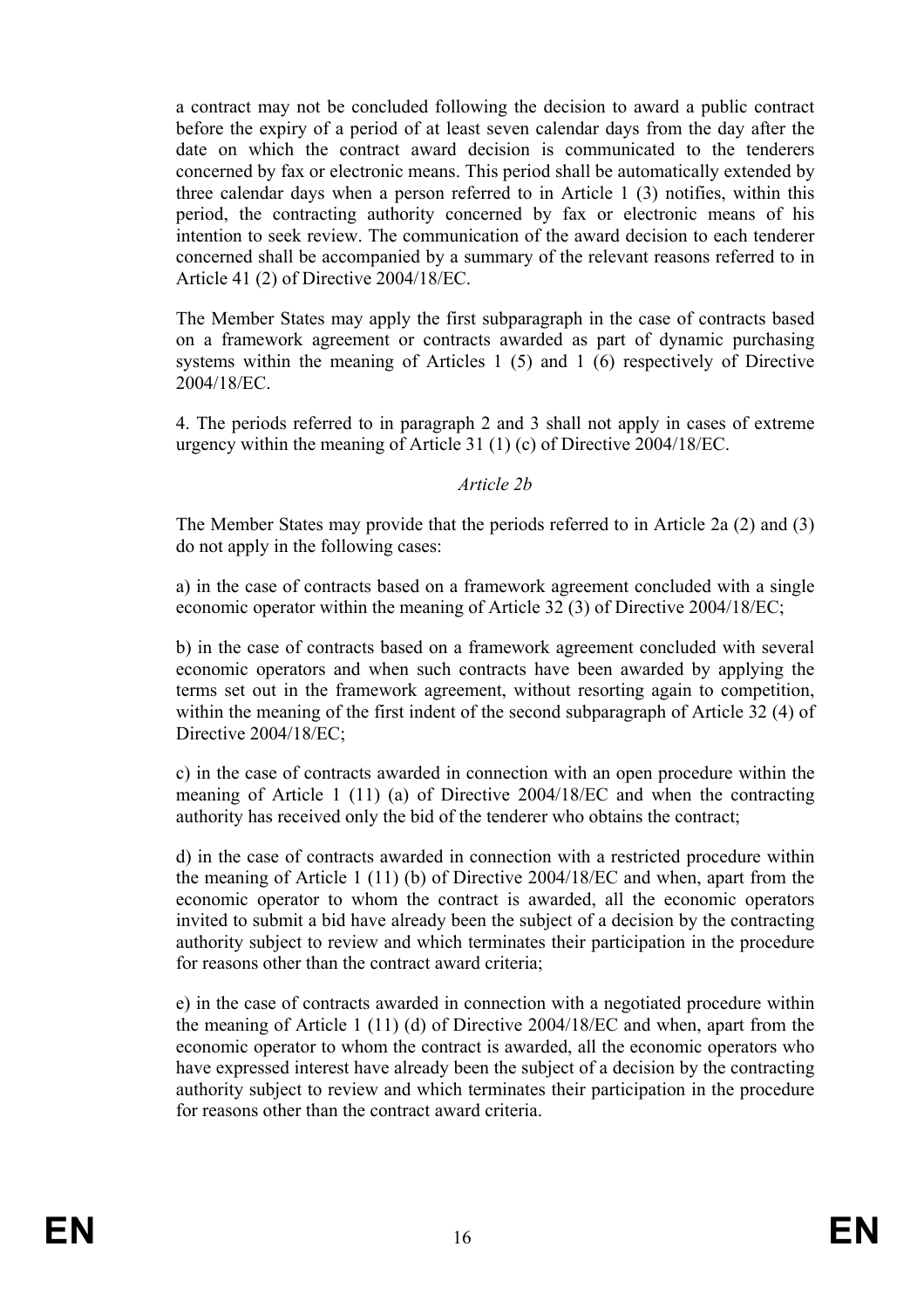a contract may not be concluded following the decision to award a public contract before the expiry of a period of at least seven calendar days from the day after the date on which the contract award decision is communicated to the tenderers concerned by fax or electronic means. This period shall be automatically extended by three calendar days when a person referred to in Article 1 (3) notifies, within this period, the contracting authority concerned by fax or electronic means of his intention to seek review. The communication of the award decision to each tenderer concerned shall be accompanied by a summary of the relevant reasons referred to in Article 41 (2) of Directive 2004/18/EC.

The Member States may apply the first subparagraph in the case of contracts based on a framework agreement or contracts awarded as part of dynamic purchasing systems within the meaning of Articles 1 (5) and 1 (6) respectively of Directive 2004/18/EC.

4. The periods referred to in paragraph 2 and 3 shall not apply in cases of extreme urgency within the meaning of Article 31 (1) (c) of Directive 2004/18/EC.

*Article 2b*

The Member States may provide that the periods referred to in Article 2a (2) and (3) do not apply in the following cases:

a) in the case of contracts based on a framework agreement concluded with a single economic operator within the meaning of Article 32 (3) of Directive 2004/18/EC;

b) in the case of contracts based on a framework agreement concluded with several economic operators and when such contracts have been awarded by applying the terms set out in the framework agreement, without resorting again to competition, within the meaning of the first indent of the second subparagraph of Article 32 (4) of Directive 2004/18/EC;

c) in the case of contracts awarded in connection with an open procedure within the meaning of Article 1 (11) (a) of Directive 2004/18/EC and when the contracting authority has received only the bid of the tenderer who obtains the contract;

d) in the case of contracts awarded in connection with a restricted procedure within the meaning of Article 1 (11) (b) of Directive 2004/18/EC and when, apart from the economic operator to whom the contract is awarded, all the economic operators invited to submit a bid have already been the subject of a decision by the contracting authority subject to review and which terminates their participation in the procedure for reasons other than the contract award criteria;

e) in the case of contracts awarded in connection with a negotiated procedure within the meaning of Article 1 (11) (d) of Directive 2004/18/EC and when, apart from the economic operator to whom the contract is awarded, all the economic operators who have expressed interest have already been the subject of a decision by the contracting authority subject to review and which terminates their participation in the procedure for reasons other than the contract award criteria.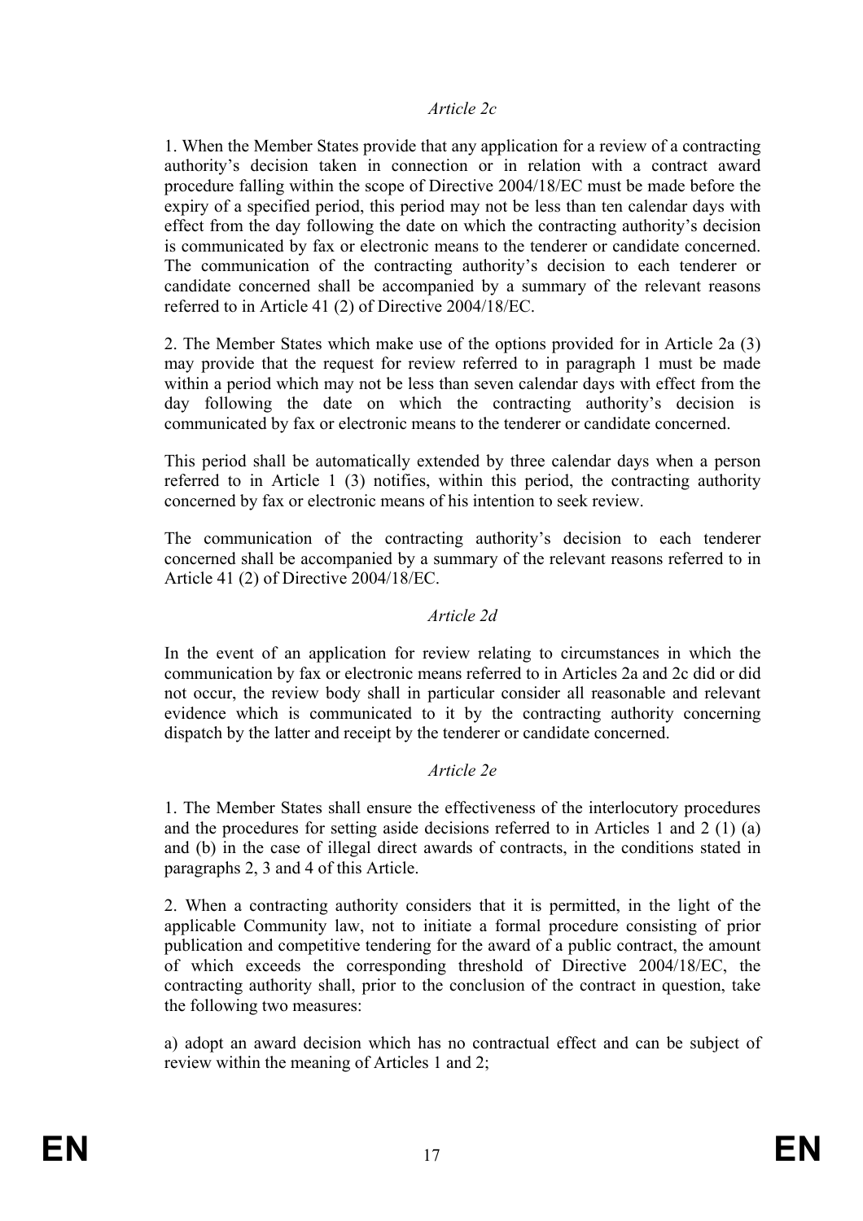*Article 2c*

1. When the Member States provide that any application for a review of a contracting authority's decision taken in connection or in relation with a contract award procedure falling within the scope of Directive 2004/18/EC must be made before the expiry of a specified period, this period may not be less than ten calendar days with effect from the day following the date on which the contracting authority's decision is communicated by fax or electronic means to the tenderer or candidate concerned. The communication of the contracting authority's decision to each tenderer or candidate concerned shall be accompanied by a summary of the relevant reasons referred to in Article 41 (2) of Directive 2004/18/EC.

2. The Member States which make use of the options provided for in Article 2a (3) may provide that the request for review referred to in paragraph 1 must be made within a period which may not be less than seven calendar days with effect from the day following the date on which the contracting authority's decision is communicated by fax or electronic means to the tenderer or candidate concerned.

This period shall be automatically extended by three calendar days when a person referred to in Article 1 (3) notifies, within this period, the contracting authority concerned by fax or electronic means of his intention to seek review.

The communication of the contracting authority's decision to each tenderer concerned shall be accompanied by a summary of the relevant reasons referred to in Article 41 (2) of Directive 2004/18/EC.

*Article 2d*

In the event of an application for review relating to circumstances in which the communication by fax or electronic means referred to in Articles 2a and 2c did or did not occur, the review body shall in particular consider all reasonable and relevant evidence which is communicated to it by the contracting authority concerning dispatch by the latter and receipt by the tenderer or candidate concerned.

*Article 2e*

1. The Member States shall ensure the effectiveness of the interlocutory procedures and the procedures for setting aside decisions referred to in Articles 1 and 2 (1) (a) and (b) in the case of illegal direct awards of contracts, in the conditions stated in paragraphs 2, 3 and 4 of this Article.

2. When a contracting authority considers that it is permitted, in the light of the applicable Community law, not to initiate a formal procedure consisting of prior publication and competitive tendering for the award of a public contract, the amount of which exceeds the corresponding threshold of Directive 2004/18/EC, the contracting authority shall, prior to the conclusion of the contract in question, take the following two measures:

a) adopt an award decision which has no contractual effect and can be subject of review within the meaning of Articles 1 and 2;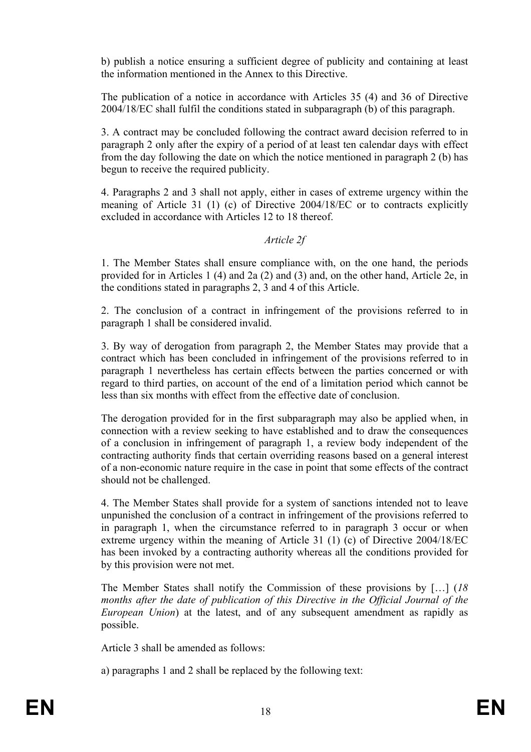b) publish a notice ensuring a sufficient degree of publicity and containing at least the information mentioned in the Annex to this Directive.

The publication of a notice in accordance with Articles 35 (4) and 36 of Directive 2004/18/EC shall fulfil the conditions stated in subparagraph (b) of this paragraph.

3. A contract may be concluded following the contract award decision referred to in paragraph 2 only after the expiry of a period of at least ten calendar days with effect from the day following the date on which the notice mentioned in paragraph 2 (b) has begun to receive the required publicity.

4. Paragraphs 2 and 3 shall not apply, either in cases of extreme urgency within the meaning of Article 31 (1) (c) of Directive 2004/18/EC or to contracts explicitly excluded in accordance with Articles 12 to 18 thereof.

*Article 2f*

1. The Member States shall ensure compliance with, on the one hand, the periods provided for in Articles 1 (4) and 2a (2) and (3) and, on the other hand, Article 2e, in the conditions stated in paragraphs 2, 3 and 4 of this Article.

2. The conclusion of a contract in infringement of the provisions referred to in paragraph 1 shall be considered invalid.

3. By way of derogation from paragraph 2, the Member States may provide that a contract which has been concluded in infringement of the provisions referred to in paragraph 1 nevertheless has certain effects between the parties concerned or with regard to third parties, on account of the end of a limitation period which cannot be less than six months with effect from the effective date of conclusion.

The derogation provided for in the first subparagraph may also be applied when, in connection with a review seeking to have established and to draw the consequences of a conclusion in infringement of paragraph 1, a review body independent of the contracting authority finds that certain overriding reasons based on a general interest of a non-economic nature require in the case in point that some effects of the contract should not be challenged.

4. The Member States shall provide for a system of sanctions intended not to leave unpunished the conclusion of a contract in infringement of the provisions referred to in paragraph 1, when the circumstance referred to in paragraph 3 occur or when extreme urgency within the meaning of Article 31 (1) (c) of Directive 2004/18/EC has been invoked by a contracting authority whereas all the conditions provided for by this provision were not met.

The Member States shall notify the Commission of these provisions by […] (*18 months after the date of publication of this Directive in the Official Journal of the European Union*) at the latest, and of any subsequent amendment as rapidly as possible.

Article 3 shall be amended as follows:

a) paragraphs 1 and 2 shall be replaced by the following text: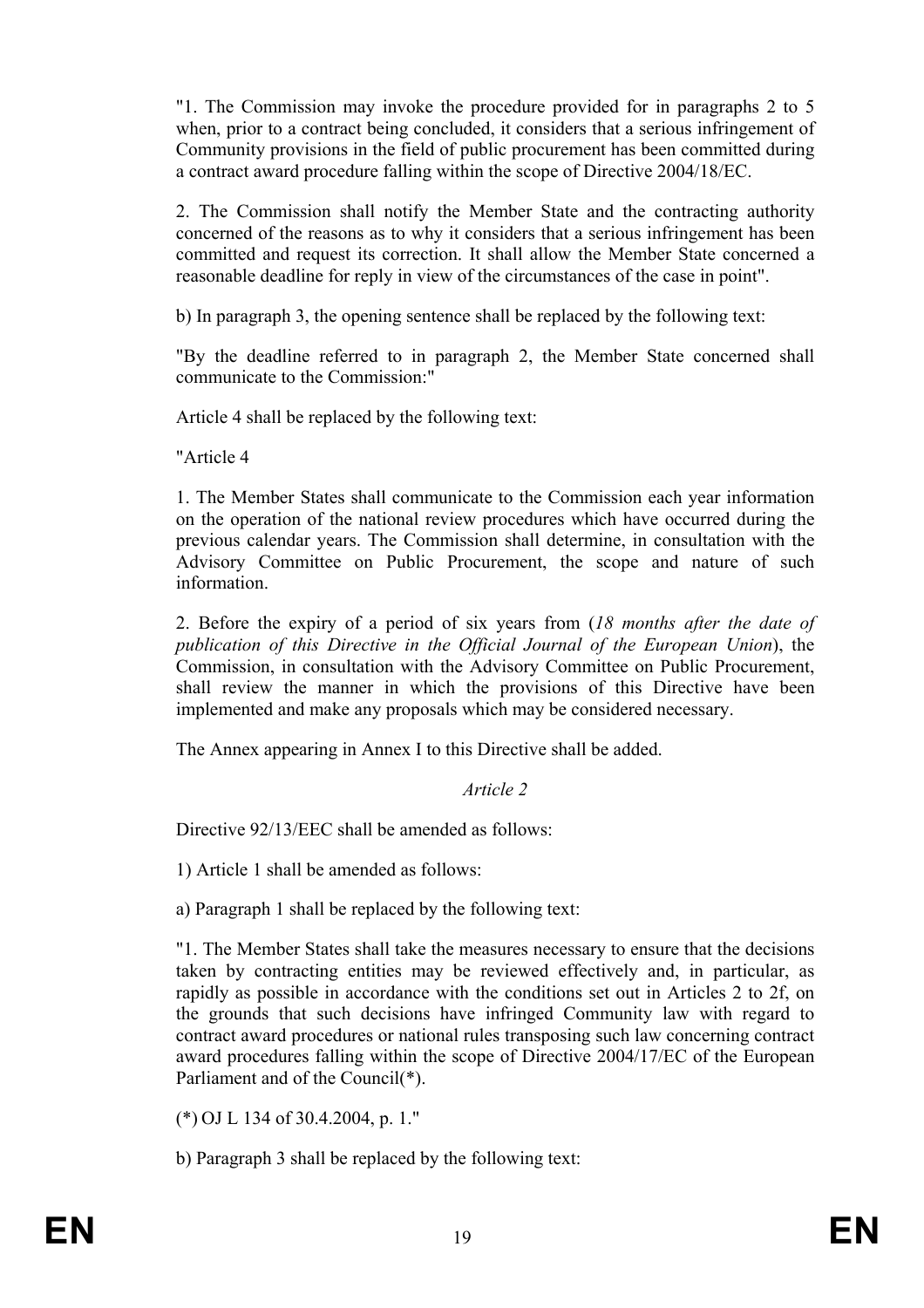"1. The Commission may invoke the procedure provided for in paragraphs 2 to 5 when, prior to a contract being concluded, it considers that a serious infringement of Community provisions in the field of public procurement has been committed during a contract award procedure falling within the scope of Directive 2004/18/EC.

2. The Commission shall notify the Member State and the contracting authority concerned of the reasons as to why it considers that a serious infringement has been committed and request its correction. It shall allow the Member State concerned a reasonable deadline for reply in view of the circumstances of the case in point".

b) In paragraph 3, the opening sentence shall be replaced by the following text:

"By the deadline referred to in paragraph 2, the Member State concerned shall communicate to the Commission:"

Article 4 shall be replaced by the following text:

"Article 4

1. The Member States shall communicate to the Commission each year information on the operation of the national review procedures which have occurred during the previous calendar years. The Commission shall determine, in consultation with the Advisory Committee on Public Procurement, the scope and nature of such information.

2. Before the expiry of a period of six years from (*18 months after the date of publication of this Directive in the Official Journal of the European Union*), the Commission, in consultation with the Advisory Committee on Public Procurement, shall review the manner in which the provisions of this Directive have been implemented and make any proposals which may be considered necessary.

The Annex appearing in Annex I to this Directive shall be added.

*Article 2*

Directive 92/13/EEC shall be amended as follows:

1) Article 1 shall be amended as follows:

a) Paragraph 1 shall be replaced by the following text:

"1. The Member States shall take the measures necessary to ensure that the decisions taken by contracting entities may be reviewed effectively and, in particular, as rapidly as possible in accordance with the conditions set out in Articles 2 to 2f, on the grounds that such decisions have infringed Community law with regard to contract award procedures or national rules transposing such law concerning contract award procedures falling within the scope of Directive 2004/17/EC of the European Parliament and of the Council(*).

(*) OJ L 134 of 30.4.2004, p. 1."

b) Paragraph 3 shall be replaced by the following text: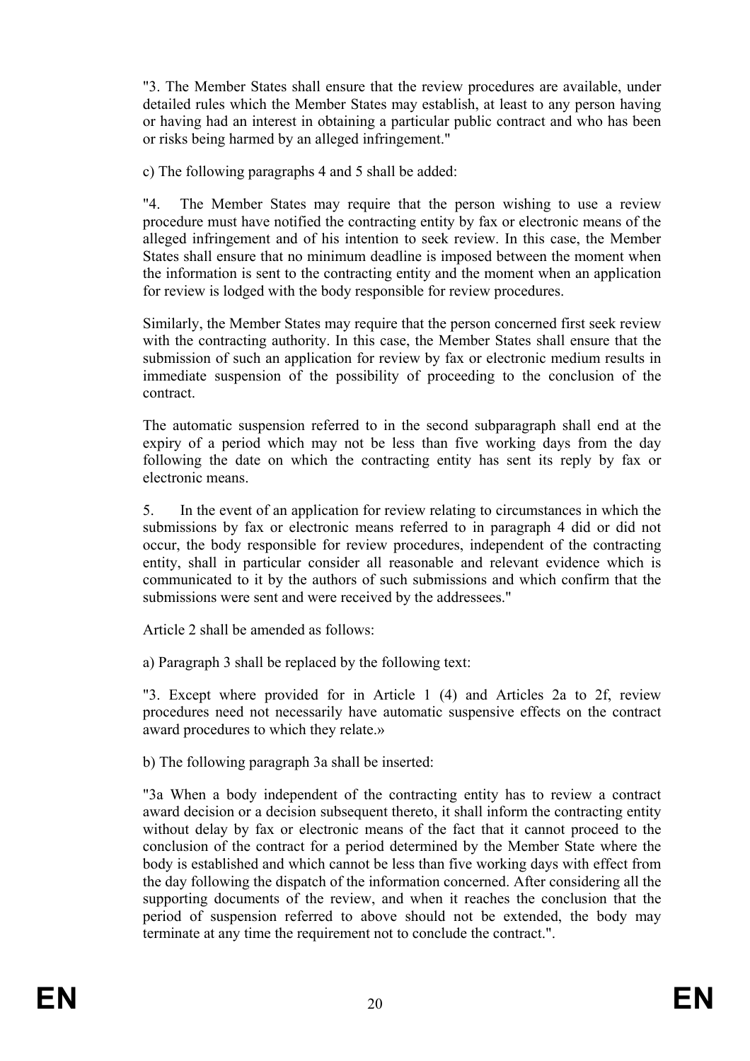"3. The Member States shall ensure that the review procedures are available, under detailed rules which the Member States may establish, at least to any person having or having had an interest in obtaining a particular public contract and who has been or risks being harmed by an alleged infringement."

c) The following paragraphs 4 and 5 shall be added:

"4. The Member States may require that the person wishing to use a review procedure must have notified the contracting entity by fax or electronic means of the alleged infringement and of his intention to seek review. In this case, the Member States shall ensure that no minimum deadline is imposed between the moment when the information is sent to the contracting entity and the moment when an application for review is lodged with the body responsible for review procedures.

Similarly, the Member States may require that the person concerned first seek review with the contracting authority. In this case, the Member States shall ensure that the submission of such an application for review by fax or electronic medium results in immediate suspension of the possibility of proceeding to the conclusion of the contract.

The automatic suspension referred to in the second subparagraph shall end at the expiry of a period which may not be less than five working days from the day following the date on which the contracting entity has sent its reply by fax or electronic means.

5. In the event of an application for review relating to circumstances in which the submissions by fax or electronic means referred to in paragraph 4 did or did not occur, the body responsible for review procedures, independent of the contracting entity, shall in particular consider all reasonable and relevant evidence which is communicated to it by the authors of such submissions and which confirm that the submissions were sent and were received by the addressees."

Article 2 shall be amended as follows:

a) Paragraph 3 shall be replaced by the following text:

"3. Except where provided for in Article 1 (4) and Articles 2a to 2f, review procedures need not necessarily have automatic suspensive effects on the contract award procedures to which they relate.»

b) The following paragraph 3a shall be inserted:

"3a When a body independent of the contracting entity has to review a contract award decision or a decision subsequent thereto, it shall inform the contracting entity without delay by fax or electronic means of the fact that it cannot proceed to the conclusion of the contract for a period determined by the Member State where the body is established and which cannot be less than five working days with effect from the day following the dispatch of the information concerned. After considering all the supporting documents of the review, and when it reaches the conclusion that the period of suspension referred to above should not be extended, the body may terminate at any time the requirement not to conclude the contract.".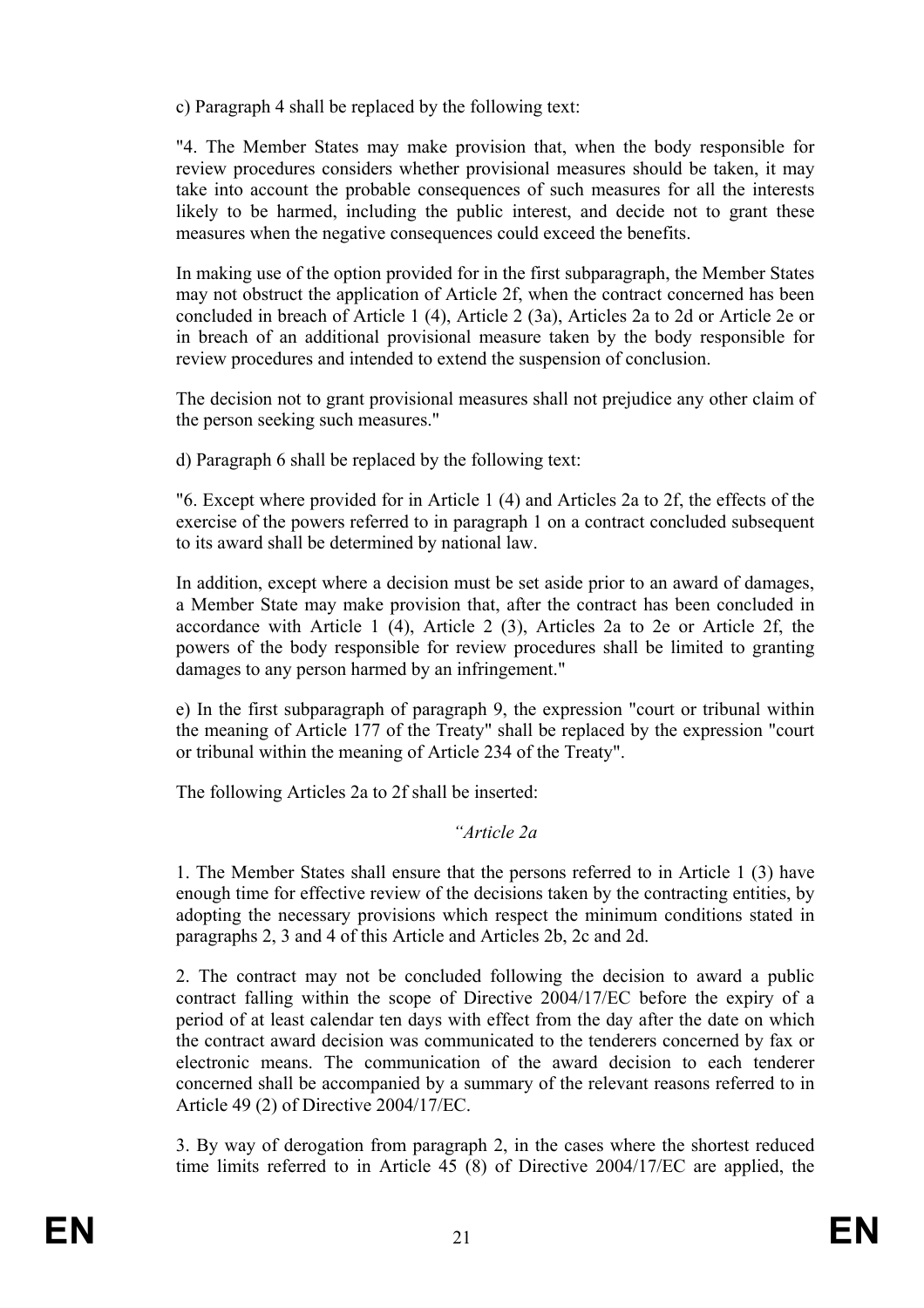c) Paragraph 4 shall be replaced by the following text:

"4. The Member States may make provision that, when the body responsible for review procedures considers whether provisional measures should be taken, it may take into account the probable consequences of such measures for all the interests likely to be harmed, including the public interest, and decide not to grant these measures when the negative consequences could exceed the benefits.

In making use of the option provided for in the first subparagraph, the Member States may not obstruct the application of Article 2f, when the contract concerned has been concluded in breach of Article 1 (4), Article 2 (3a), Articles 2a to 2d or Article 2e or in breach of an additional provisional measure taken by the body responsible for review procedures and intended to extend the suspension of conclusion.

The decision not to grant provisional measures shall not prejudice any other claim of the person seeking such measures."

d) Paragraph 6 shall be replaced by the following text:

"6. Except where provided for in Article 1 (4) and Articles 2a to 2f, the effects of the exercise of the powers referred to in paragraph 1 on a contract concluded subsequent to its award shall be determined by national law.

In addition, except where a decision must be set aside prior to an award of damages, a Member State may make provision that, after the contract has been concluded in accordance with Article 1 (4), Article 2 (3), Articles 2a to 2e or Article 2f, the powers of the body responsible for review procedures shall be limited to granting damages to any person harmed by an infringement."

e) In the first subparagraph of paragraph 9, the expression "court or tribunal within the meaning of Article 177 of the Treaty" shall be replaced by the expression "court or tribunal within the meaning of Article 234 of the Treaty".

The following Articles 2a to 2f shall be inserted:

*“Article 2a*

1. The Member States shall ensure that the persons referred to in Article 1 (3) have enough time for effective review of the decisions taken by the contracting entities, by adopting the necessary provisions which respect the minimum conditions stated in paragraphs 2, 3 and 4 of this Article and Articles 2b, 2c and 2d.

2. The contract may not be concluded following the decision to award a public contract falling within the scope of Directive 2004/17/EC before the expiry of a period of at least calendar ten days with effect from the day after the date on which the contract award decision was communicated to the tenderers concerned by fax or electronic means. The communication of the award decision to each tenderer concerned shall be accompanied by a summary of the relevant reasons referred to in Article 49 (2) of Directive 2004/17/EC.

3. By way of derogation from paragraph 2, in the cases where the shortest reduced time limits referred to in Article 45 (8) of Directive 2004/17/EC are applied, the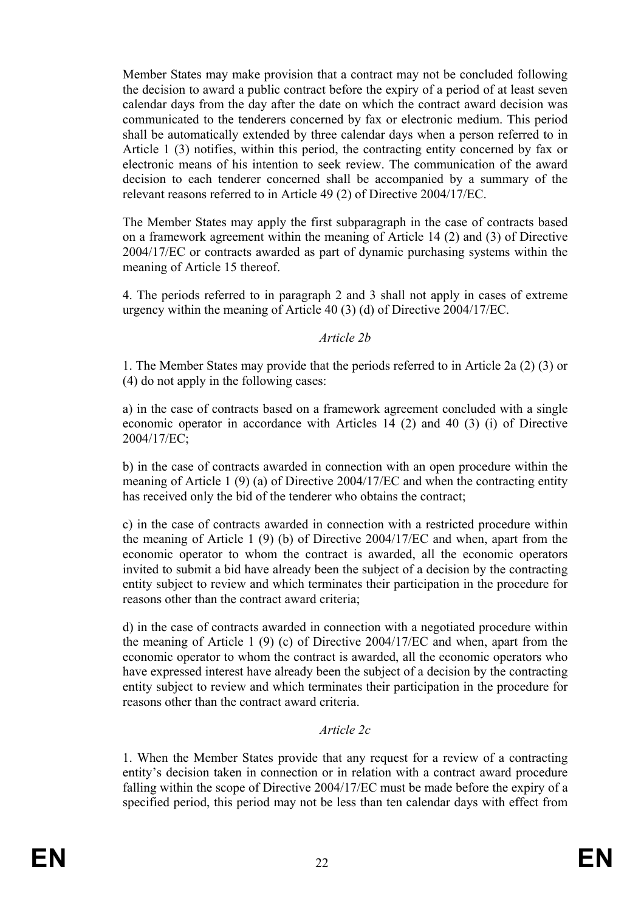Member States may make provision that a contract may not be concluded following the decision to award a public contract before the expiry of a period of at least seven calendar days from the day after the date on which the contract award decision was communicated to the tenderers concerned by fax or electronic medium. This period shall be automatically extended by three calendar days when a person referred to in Article 1 (3) notifies, within this period, the contracting entity concerned by fax or electronic means of his intention to seek review. The communication of the award decision to each tenderer concerned shall be accompanied by a summary of the relevant reasons referred to in Article 49 (2) of Directive 2004/17/EC.

The Member States may apply the first subparagraph in the case of contracts based on a framework agreement within the meaning of Article 14 (2) and (3) of Directive 2004/17/EC or contracts awarded as part of dynamic purchasing systems within the meaning of Article 15 thereof.

4. The periods referred to in paragraph 2 and 3 shall not apply in cases of extreme urgency within the meaning of Article 40 (3) (d) of Directive 2004/17/EC.

*Article 2b*

1. The Member States may provide that the periods referred to in Article 2a (2) (3) or (4) do not apply in the following cases:

a) in the case of contracts based on a framework agreement concluded with a single economic operator in accordance with Articles 14 (2) and 40 (3) (i) of Directive 2004/17/EC;

b) in the case of contracts awarded in connection with an open procedure within the meaning of Article 1 (9) (a) of Directive 2004/17/EC and when the contracting entity has received only the bid of the tenderer who obtains the contract;

c) in the case of contracts awarded in connection with a restricted procedure within the meaning of Article 1 (9) (b) of Directive 2004/17/EC and when, apart from the economic operator to whom the contract is awarded, all the economic operators invited to submit a bid have already been the subject of a decision by the contracting entity subject to review and which terminates their participation in the procedure for reasons other than the contract award criteria;

d) in the case of contracts awarded in connection with a negotiated procedure within the meaning of Article 1 (9) (c) of Directive 2004/17/EC and when, apart from the economic operator to whom the contract is awarded, all the economic operators who have expressed interest have already been the subject of a decision by the contracting entity subject to review and which terminates their participation in the procedure for reasons other than the contract award criteria.

*Article 2c*

1. When the Member States provide that any request for a review of a contracting entity's decision taken in connection or in relation with a contract award procedure falling within the scope of Directive 2004/17/EC must be made before the expiry of a specified period, this period may not be less than ten calendar days with effect from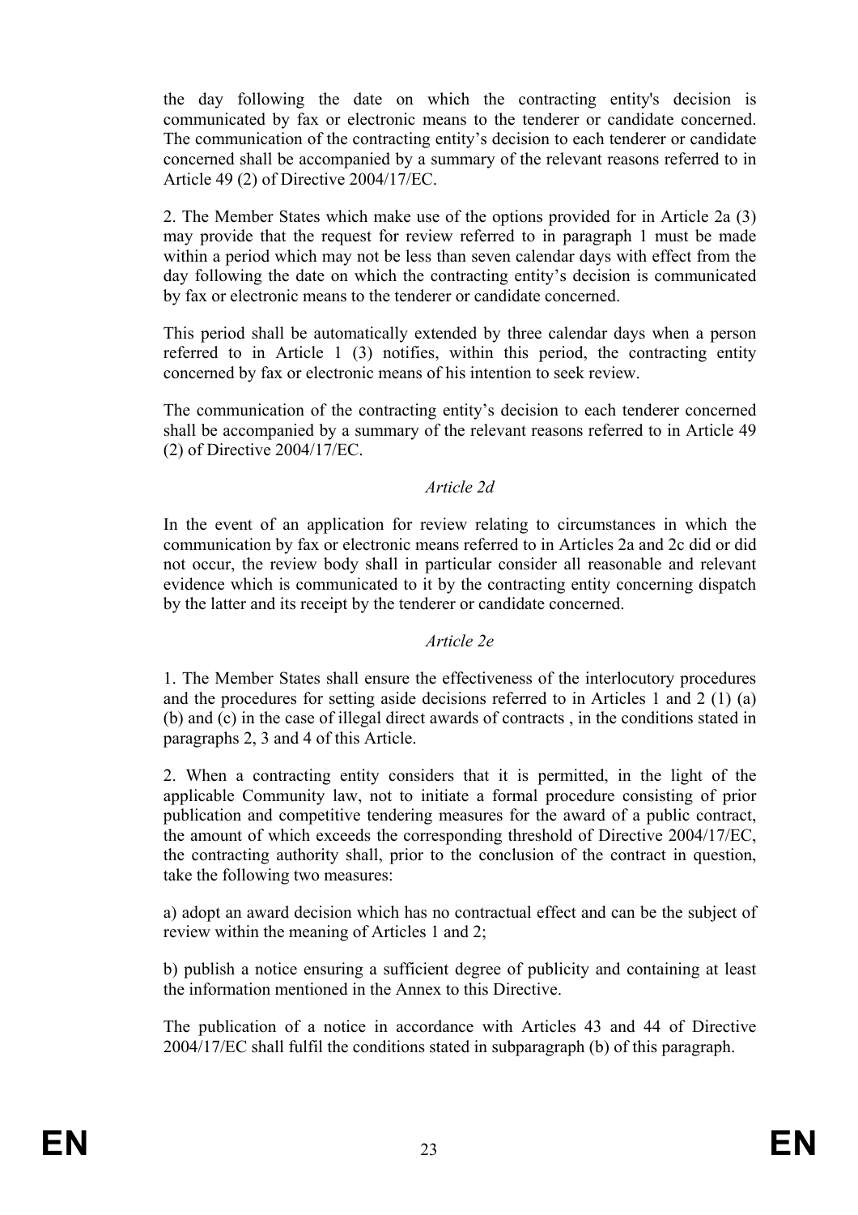the day following the date on which the contracting entity's decision is communicated by fax or electronic means to the tenderer or candidate concerned. The communication of the contracting entity's decision to each tenderer or candidate concerned shall be accompanied by a summary of the relevant reasons referred to in Article 49 (2) of Directive 2004/17/EC.

2. The Member States which make use of the options provided for in Article 2a (3) may provide that the request for review referred to in paragraph 1 must be made within a period which may not be less than seven calendar days with effect from the day following the date on which the contracting entity's decision is communicated by fax or electronic means to the tenderer or candidate concerned.

This period shall be automatically extended by three calendar days when a person referred to in Article 1 (3) notifies, within this period, the contracting entity concerned by fax or electronic means of his intention to seek review.

The communication of the contracting entity's decision to each tenderer concerned shall be accompanied by a summary of the relevant reasons referred to in Article 49 (2) of Directive 2004/17/EC.

*Article 2d*

In the event of an application for review relating to circumstances in which the communication by fax or electronic means referred to in Articles 2a and 2c did or did not occur, the review body shall in particular consider all reasonable and relevant evidence which is communicated to it by the contracting entity concerning dispatch by the latter and its receipt by the tenderer or candidate concerned.

*Article 2e*

1. The Member States shall ensure the effectiveness of the interlocutory procedures and the procedures for setting aside decisions referred to in Articles 1 and 2 (1) (a) (b) and (c) in the case of illegal direct awards of contracts , in the conditions stated in paragraphs 2, 3 and 4 of this Article.

2. When a contracting entity considers that it is permitted, in the light of the applicable Community law, not to initiate a formal procedure consisting of prior publication and competitive tendering measures for the award of a public contract, the amount of which exceeds the corresponding threshold of Directive 2004/17/EC, the contracting authority shall, prior to the conclusion of the contract in question, take the following two measures:

a) adopt an award decision which has no contractual effect and can be the subject of review within the meaning of Articles 1 and 2;

b) publish a notice ensuring a sufficient degree of publicity and containing at least the information mentioned in the Annex to this Directive.

The publication of a notice in accordance with Articles 43 and 44 of Directive 2004/17/EC shall fulfil the conditions stated in subparagraph (b) of this paragraph.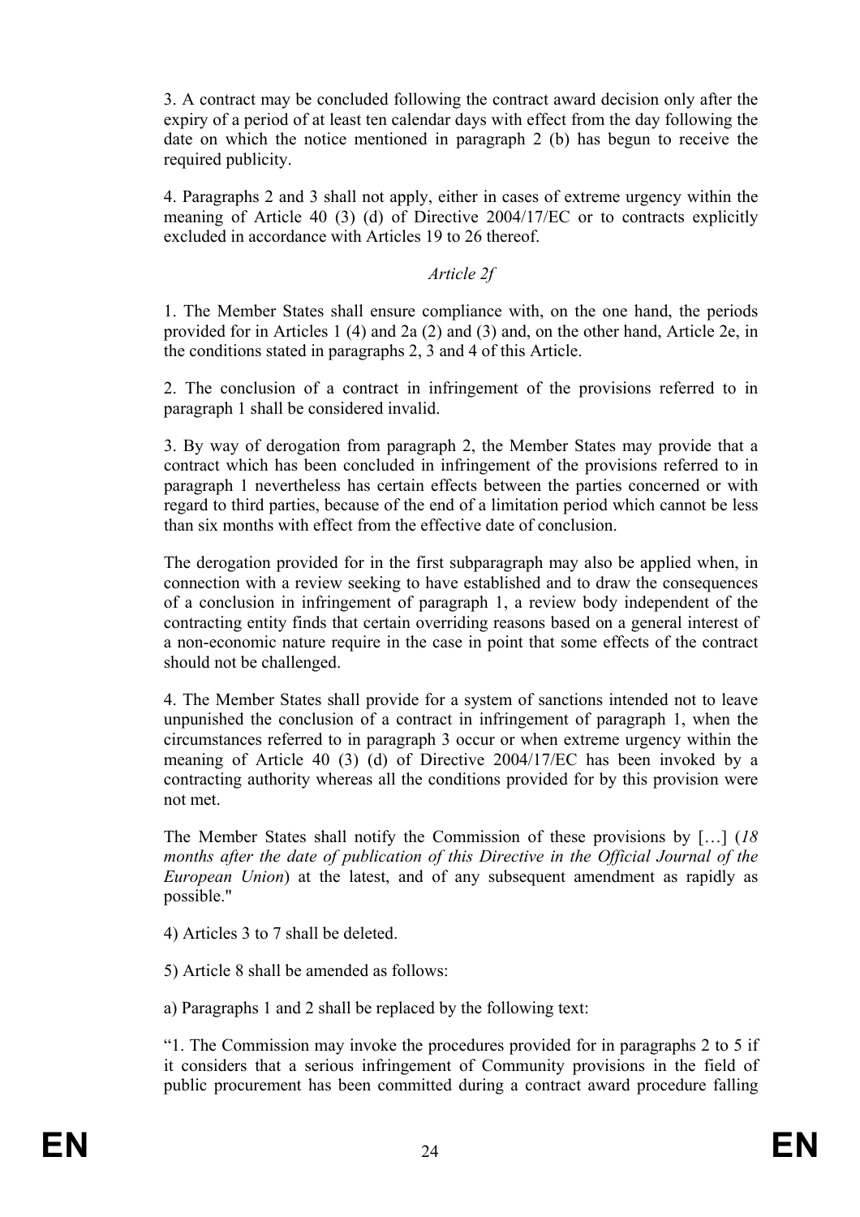3. A contract may be concluded following the contract award decision only after the expiry of a period of at least ten calendar days with effect from the day following the date on which the notice mentioned in paragraph 2 (b) has begun to receive the required publicity.

4. Paragraphs 2 and 3 shall not apply, either in cases of extreme urgency within the meaning of Article 40 (3) (d) of Directive 2004/17/EC or to contracts explicitly excluded in accordance with Articles 19 to 26 thereof.

*Article 2f*

1. The Member States shall ensure compliance with, on the one hand, the periods provided for in Articles 1 (4) and 2a (2) and (3) and, on the other hand, Article 2e, in the conditions stated in paragraphs 2, 3 and 4 of this Article.

2. The conclusion of a contract in infringement of the provisions referred to in paragraph 1 shall be considered invalid.

3. By way of derogation from paragraph 2, the Member States may provide that a contract which has been concluded in infringement of the provisions referred to in paragraph 1 nevertheless has certain effects between the parties concerned or with regard to third parties, because of the end of a limitation period which cannot be less than six months with effect from the effective date of conclusion.

The derogation provided for in the first subparagraph may also be applied when, in connection with a review seeking to have established and to draw the consequences of a conclusion in infringement of paragraph 1, a review body independent of the contracting entity finds that certain overriding reasons based on a general interest of a non-economic nature require in the case in point that some effects of the contract should not be challenged.

4. The Member States shall provide for a system of sanctions intended not to leave unpunished the conclusion of a contract in infringement of paragraph 1, when the circumstances referred to in paragraph 3 occur or when extreme urgency within the meaning of Article 40 (3) (d) of Directive 2004/17/EC has been invoked by a contracting authority whereas all the conditions provided for by this provision were not met.

The Member States shall notify the Commission of these provisions by […] (*18 months after the date of publication of this Directive in the Official Journal of the European Union*) at the latest, and of any subsequent amendment as rapidly as possible."

4) Articles 3 to 7 shall be deleted.

5) Article 8 shall be amended as follows:

a) Paragraphs 1 and 2 shall be replaced by the following text:

"1. The Commission may invoke the procedures provided for in paragraphs 2 to 5 if it considers that a serious infringement of Community provisions in the field of public procurement has been committed during a contract award procedure falling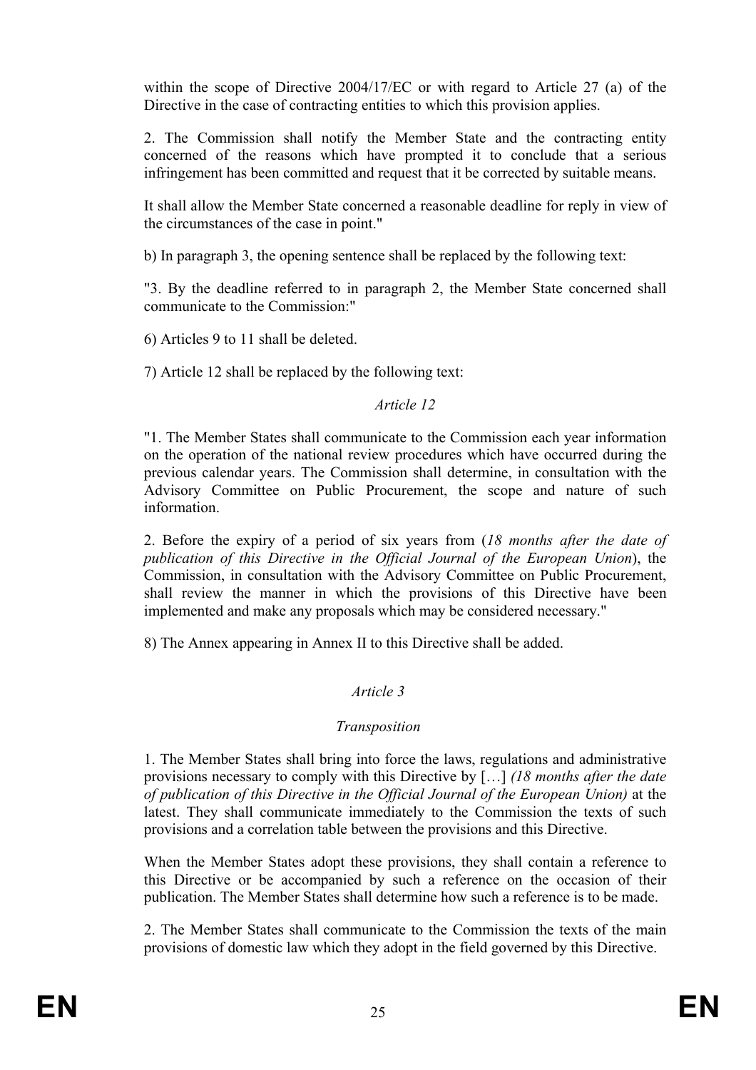within the scope of Directive 2004/17/EC or with regard to Article 27 (a) of the Directive in the case of contracting entities to which this provision applies.

2. The Commission shall notify the Member State and the contracting entity concerned of the reasons which have prompted it to conclude that a serious infringement has been committed and request that it be corrected by suitable means.

It shall allow the Member State concerned a reasonable deadline for reply in view of the circumstances of the case in point."

b) In paragraph 3, the opening sentence shall be replaced by the following text:

"3. By the deadline referred to in paragraph 2, the Member State concerned shall communicate to the Commission:"

6) Articles 9 to 11 shall be deleted.

7) Article 12 shall be replaced by the following text:

*Article 12*

"1. The Member States shall communicate to the Commission each year information on the operation of the national review procedures which have occurred during the previous calendar years. The Commission shall determine, in consultation with the Advisory Committee on Public Procurement, the scope and nature of such information.

2. Before the expiry of a period of six years from (*18 months after the date of publication of this Directive in the Official Journal of the European Union*), the Commission, in consultation with the Advisory Committee on Public Procurement, shall review the manner in which the provisions of this Directive have been implemented and make any proposals which may be considered necessary."

8) The Annex appearing in Annex II to this Directive shall be added.

*Article 3*

*Transposition*

1. The Member States shall bring into force the laws, regulations and administrative provisions necessary to comply with this Directive by […] *(18 months after the date of publication of this Directive in the Official Journal of the European Union)* at the latest. They shall communicate immediately to the Commission the texts of such provisions and a correlation table between the provisions and this Directive.

When the Member States adopt these provisions, they shall contain a reference to this Directive or be accompanied by such a reference on the occasion of their publication. The Member States shall determine how such a reference is to be made.

2. The Member States shall communicate to the Commission the texts of the main provisions of domestic law which they adopt in the field governed by this Directive.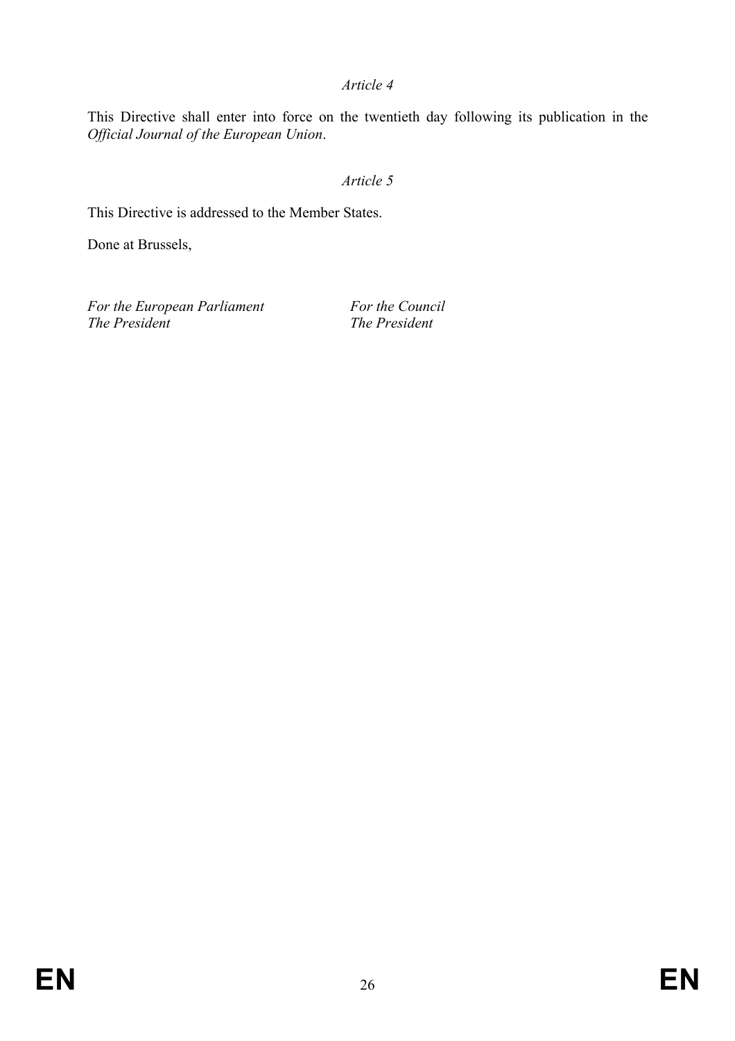*Article 4*

This Directive shall enter into force on the twentieth day following its publication in the *Official Journal of the European Union*.

*Article 5*

This Directive is addressed to the Member States.

Done at Brussels,

*For the European Parliament*
*The President*

*For the Council*
*The President*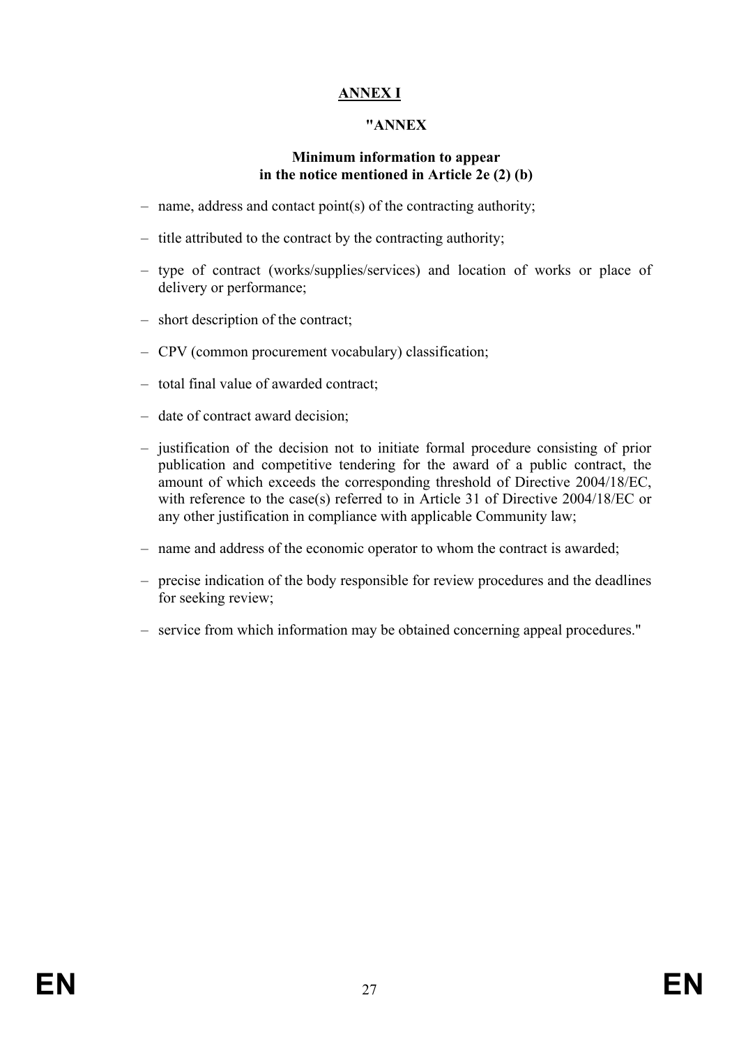# ANNEX I

## "ANNEX

### Minimum information to appear in the notice mentioned in Article 2e (2) (b)

– name, address and contact point(s) of the contracting authority;

– title attributed to the contract by the contracting authority;

– type of contract (works/supplies/services) and location of works or place of delivery or performance;

– short description of the contract;

– CPV (common procurement vocabulary) classification;

– total final value of awarded contract;

– date of contract award decision;

– justification of the decision not to initiate formal procedure consisting of prior publication and competitive tendering for the award of a public contract, the amount of which exceeds the corresponding threshold of Directive 2004/18/EC, with reference to the case(s) referred to in Article 31 of Directive 2004/18/EC or any other justification in compliance with applicable Community law;

– name and address of the economic operator to whom the contract is awarded;

– precise indication of the body responsible for review procedures and the deadlines for seeking review;

– service from which information may be obtained concerning appeal procedures."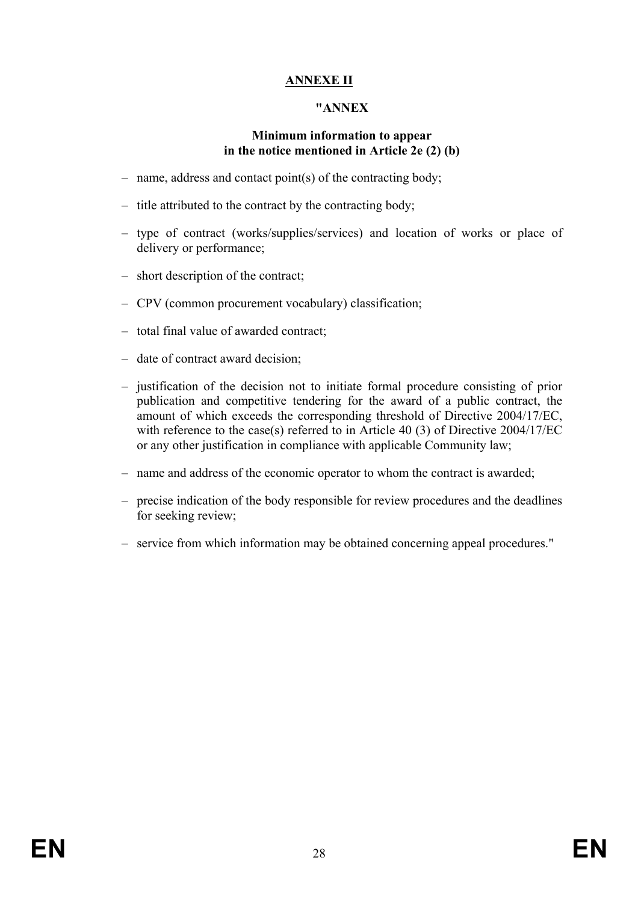## ANNEXE II

### "ANNEX

### Minimum information to appear in the notice mentioned in Article 2e (2) (b)

– name, address and contact point(s) of the contracting body;

– title attributed to the contract by the contracting body;

– type of contract (works/supplies/services) and location of works or place of delivery or performance;

– short description of the contract;

– CPV (common procurement vocabulary) classification;

– total final value of awarded contract;

– date of contract award decision;

– justification of the decision not to initiate formal procedure consisting of prior publication and competitive tendering for the award of a public contract, the amount of which exceeds the corresponding threshold of Directive 2004/17/EC, with reference to the case(s) referred to in Article 40 (3) of Directive 2004/17/EC or any other justification in compliance with applicable Community law;

– name and address of the economic operator to whom the contract is awarded;

– precise indication of the body responsible for review procedures and the deadlines for seeking review;

– service from which information may be obtained concerning appeal procedures."